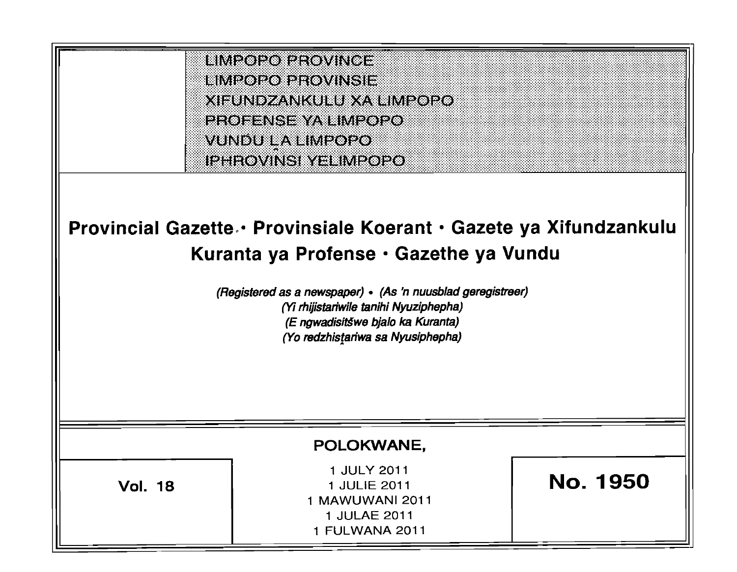LIMPOPO PROVINCE
LIMPOPO PROVINSIE
XIFUNDZANKULU XA LIMPOPO
PROFENSE YA LIMPOPO
VUNDU LA LIMPOPO
IPHROVINSI YELIMPOPO

# Provincial Gazette · Provinsiale Koerant · Gazete ya Xifundzankulu
# Kuranta ya Profense · Gazethe ya Vundu

*(Registered as a newspaper)* • *(As 'n nuusblad geregistreer)*
*(Yi rhijistariwile tanihi Nyuziphepha)*
*(E ngwadisitšwe bjalo ka Kuranta)*
*(Yo redzhistariwa sa Nyusiphepha)*

POLOKWANE,

1 JULY 2011
1 JULIE 2011
1 MAWUWANI 2011
1 JULAE 2011
1 FULWANA 2011

**Vol. 18**

**No. 1950**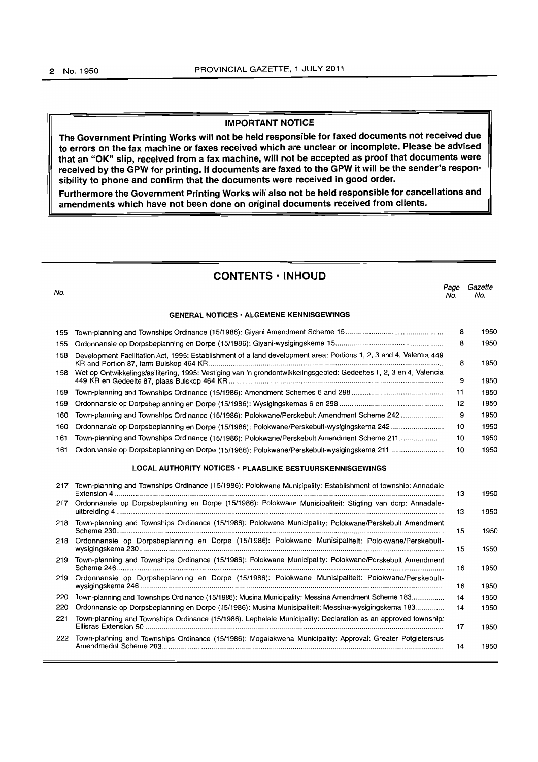## IMPORTANT NOTICE

**The Government Printing Works will not be held responsible for faxed documents not received due to errors on the fax machine or faxes received which are unclear or incomplete. Please be advised that an "OK" slip, received from a fax machine, will not be accepted as proof that documents were received by the GPW for printing. If documents are faxed to the GPW it will be the sender's responsibility to phone and confirm that the documents were received in good order.**

**Furthermore the Government Printing Works will also not be held responsible for cancellations and amendments which have not been done on original documents received from clients.**

## CONTENTS · INHOUD

| *No.* | | *Page No.* | *Gazette No.* |
|---|---|---|---|
| | **GENERAL NOTICES · ALGEMENE KENNISGEWINGS** | | |
| 155 | Town-planning and Townships Ordinance (15/1986): Giyani Amendment Scheme 15 | 8 | 1950 |
| 155 | Ordonnansie op Dorpsbeplanning en Dorpe (15/1986): Giyani-wysigingskema 15 | 8 | 1950 |
| 158 | Development Facilitation Act, 1995: Establishment of a land development area: Portions 1, 2, 3 and 4, Valentia 449 KR and Portion 87, farm Buiskop 464 KR | 8 | 1950 |
| 158 | Wet op Ontwikkelingsfasilitering, 1995: Vestiging van 'n grondontwikkelingsgebied: Gedeeltes 1, 2, 3 en 4, Valencia 449 KR en Gedeelte 87, plaas Buiskop 464 KR | 9 | 1950 |
| 159 | Town-planning and Townships Ordinance (15/1986): Amendment Schemes 6 and 298 | 11 | 1950 |
| 159 | Ordonnansie op Dorpsbeplanning en Dorpe (15/1986): Wysigingskemas 6 en 298 | 12 | 1950 |
| 160 | Town-planning and Townships Ordinance (15/1986): Polokwane/Perskebult Amendment Scheme 242 | 9 | 1950 |
| 160 | Ordonnansie op Dorpsbeplanning en Dorpe (15/1986): Polokwane/Perskebult-wysigingskema 242 | 10 | 1950 |
| 161 | Town-planning and Townships Ordinance (15/1986): Polokwane/Perskebult Amendment Scheme 211 | 10 | 1950 |
| 161 | Ordonnansie op Dorpsbeplanning en Dorpe (15/1986): Polokwane/Perskebult-wysigingskema 211 | 10 | 1950 |
| | **LOCAL AUTHORITY NOTICES · PLAASLIKE BESTUURSKENNISGEWINGS** | | |
| 217 | Town-planning and Townships Ordinance (15/1986): Polokwane Municipality: Establishment of township: Annadale Extension 4 | 13 | 1950 |
| 217 | Ordonnansie op Dorpsbeplanning en Dorpe (15/1986): Polokwane Munisipaliteit: Stigting van dorp: Annadale-uitbreiding 4 | 13 | 1950 |
| 218 | Town-planning and Townships Ordinance (15/1986): Polokwane Municipality: Polokwane/Perskebult Amendment Scheme 230 | 15 | 1950 |
| 218 | Ordonnansie op Dorpsbeplanning en Dorpe (15/1986): Polokwane Munisipaliteit: Polokwane/Perskebult-wysigingskema 230 | 15 | 1950 |
| 219 | Town-planning and Townships Ordinance (15/1986): Polokwane Municipality: Polokwane/Perskebult Amendment Scheme 246 | 16 | 1950 |
| 219 | Ordonnansie op Dorpsbeplanning en Dorpe (15/1986): Polokwane Munisipaliteit: Polokwane/Perskebult-wysigingskema 246 | 16 | 1950 |
| 220 | Town-planning and Townships Ordinance (15/1986): Musina Municipality: Messina Amendment Scheme 183 | 14 | 1950 |
| 220 | Ordonnansie op Dorpsbeplanning en Dorpe (15/1986): Musina Munisipaliteit: Messina-wysigingskema 183 | 14 | 1950 |
| 221 | Town-planning and Townships Ordinance (15/1986): Lephalale Municipality: Declaration as an approved township: Ellisras Extension 50 | 17 | 1950 |
| 222 | Town-planning and Townships Ordinance (15/1986): Mogalakwena Municipality: Approval: Greater Potgietersrus Amendmednt Scheme 293 | 14 | 1950 |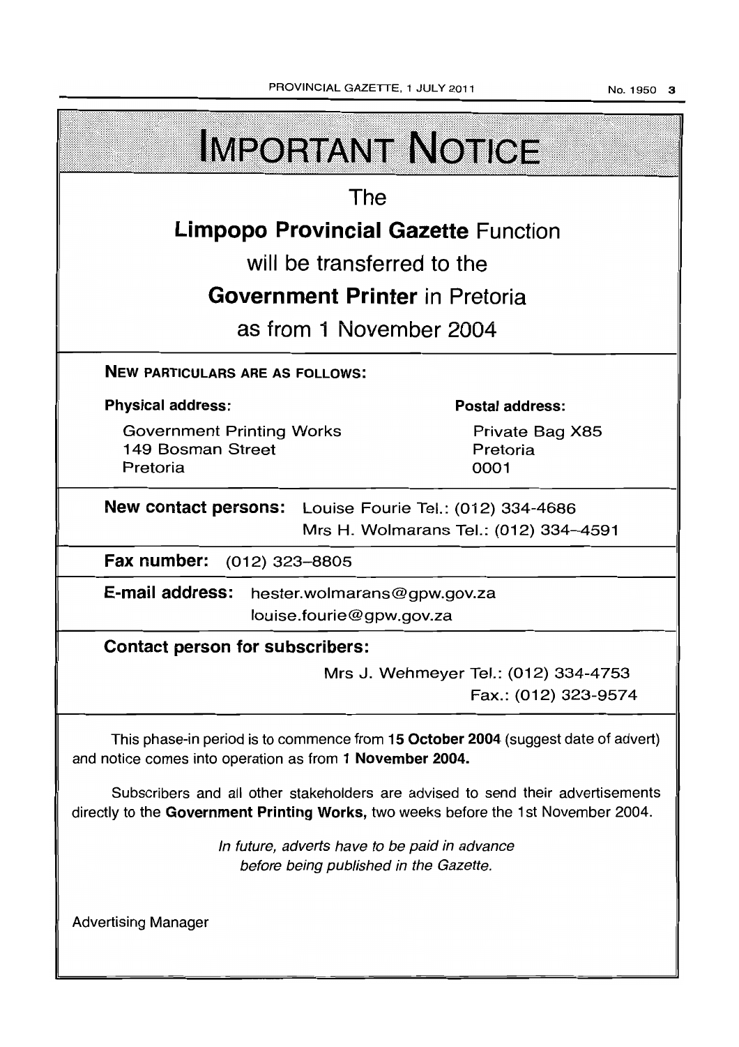# IMPORTANT NOTICE

## The

## **Limpopo Provincial Gazette** Function

## will be transferred to the

## **Government Printer** in Pretoria

## as from 1 November 2004

**NEW PARTICULARS ARE AS FOLLOWS:**

**Physical address:**

Government Printing Works
149 Bosman Street
Pretoria

**Postal address:**

Private Bag X85
Pretoria
0001

**New contact persons:** Louise Fourie Tel.: (012) 334-4686
Mrs H. Wolmarans Tel.: (012) 334–4591

**Fax number:** (012) 323–8805

**E-mail address:** hester.wolmarans@gpw.gov.za
louise.fourie@gpw.gov.za

**Contact person for subscribers:**

Mrs J. Wehmeyer Tel.: (012) 334-4753
Fax.: (012) 323-9574

This phase-in period is to commence from **15 October 2004** (suggest date of advert) and notice comes into operation as from **1 November 2004.**

Subscribers and all other stakeholders are advised to send their advertisements directly to the **Government Printing Works,** two weeks before the 1st November 2004.

*In future, adverts have to be paid in advance before being published in the Gazette.*

Advertising Manager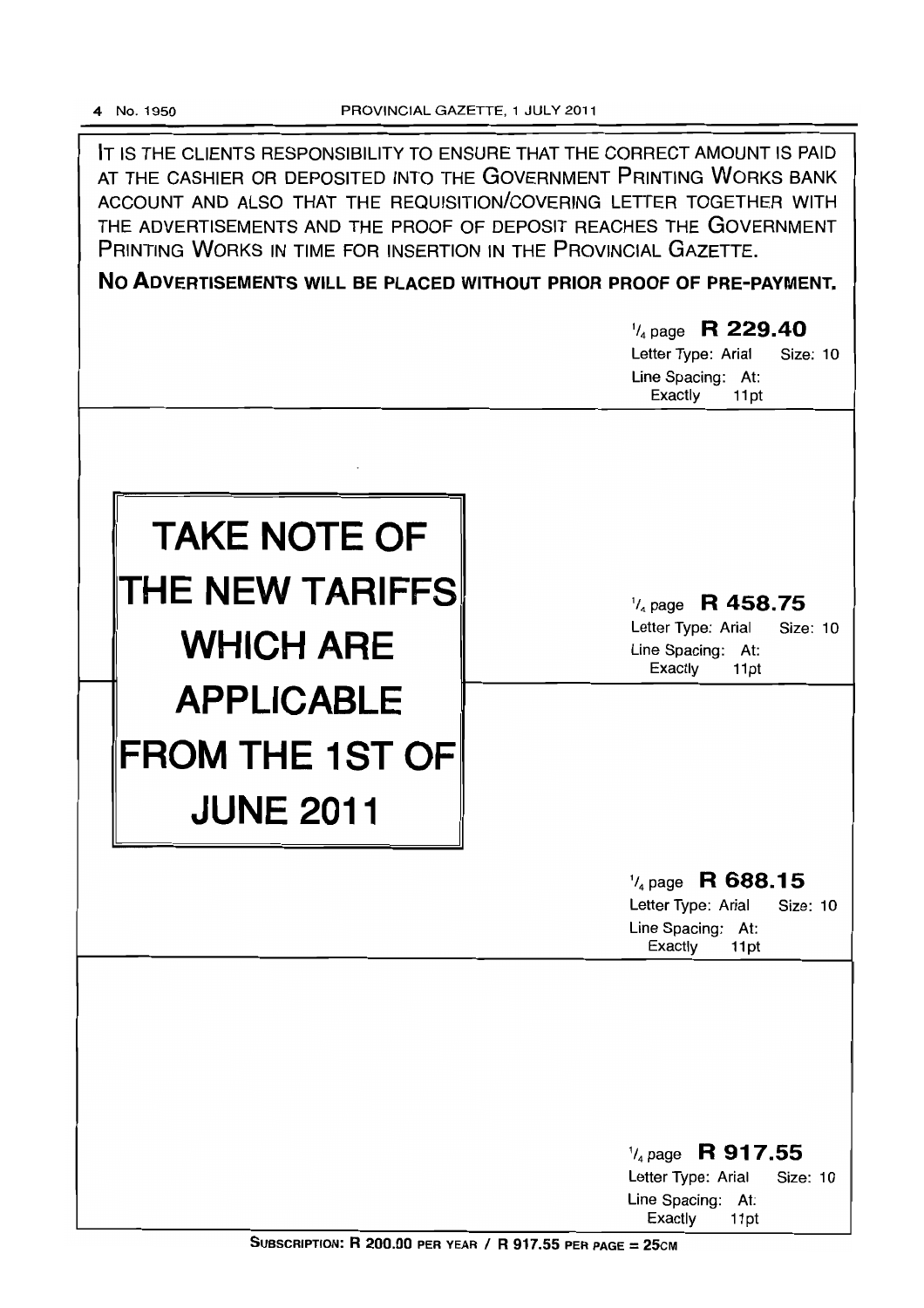IT IS THE CLIENTS RESPONSIBILITY TO ENSURE THAT THE CORRECT AMOUNT IS PAID AT THE CASHIER OR DEPOSITED INTO THE GOVERNMENT PRINTING WORKS BANK ACCOUNT AND ALSO THAT THE REQUISITION/COVERING LETTER TOGETHER WITH THE ADVERTISEMENTS AND THE PROOF OF DEPOSIT REACHES THE GOVERNMENT PRINTING WORKS IN TIME FOR INSERTION IN THE PROVINCIAL GAZETTE.

**NO ADVERTISEMENTS WILL BE PLACED WITHOUT PRIOR PROOF OF PRE-PAYMENT.**

¼ page **R 229.40**
Letter Type: Arial Size: 10
Line Spacing: At: Exactly 11pt

# TAKE NOTE OF THE NEW TARIFFS WHICH ARE APPLICABLE FROM THE 1ST OF JUNE 2011

¼ page **R 458.75**
Letter Type: Arial Size: 10
Line Spacing: At: Exactly 11pt

¼ page **R 688.15**
Letter Type: Arial Size: 10
Line Spacing: At: Exactly 11pt

¼ page **R 917.55**
Letter Type: Arial Size: 10
Line Spacing: At: Exactly 11pt

**SUBSCRIPTION: R 200.00 PER YEAR / R 917.55 PER PAGE = 25CM**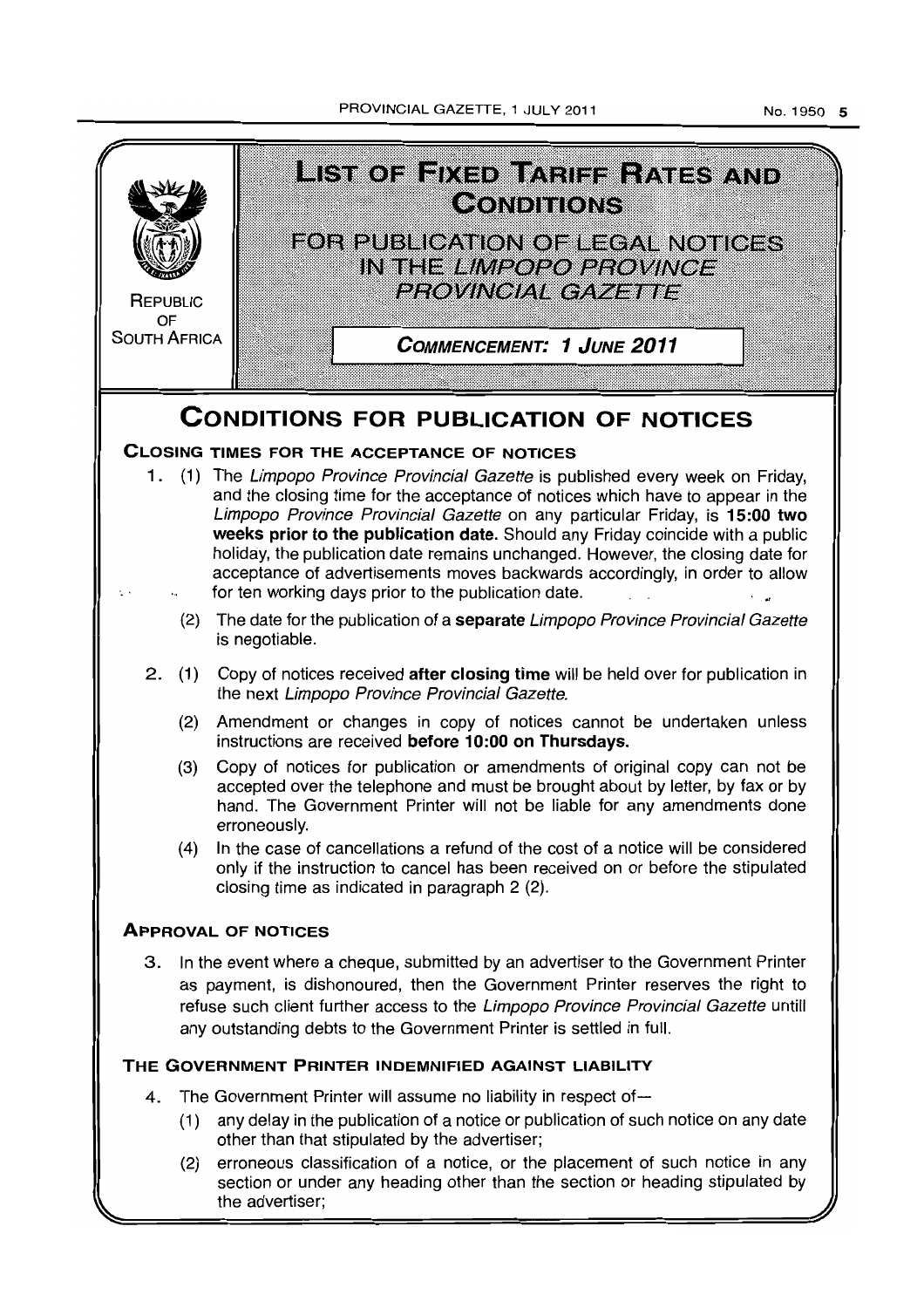REPUBLIC OF SOUTH AFRICA

# LIST OF FIXED TARIFF RATES AND CONDITIONS

## FOR PUBLICATION OF LEGAL NOTICES IN THE *LIMPOPO PROVINCE PROVINCIAL GAZETTE*

***COMMENCEMENT: 1 JUNE 2011***

# CONDITIONS FOR PUBLICATION OF NOTICES

### CLOSING TIMES FOR THE ACCEPTANCE OF NOTICES

1. (1) The *Limpopo Province Provincial Gazette* is published every week on Friday, and the closing time for the acceptance of notices which have to appear in the *Limpopo Province Provincial Gazette* on any particular Friday, is **15:00 two weeks prior to the publication date.** Should any Friday coincide with a public holiday, the publication date remains unchanged. However, the closing date for acceptance of advertisements moves backwards accordingly, in order to allow for ten working days prior to the publication date.

   (2) The date for the publication of a **separate** *Limpopo Province Provincial Gazette* is negotiable.

2. (1) Copy of notices received **after closing time** will be held over for publication in the next *Limpopo Province Provincial Gazette.*

   (2) Amendment or changes in copy of notices cannot be undertaken unless instructions are received **before 10:00 on Thursdays.**

   (3) Copy of notices for publication or amendments of original copy can not be accepted over the telephone and must be brought about by letter, by fax or by hand. The Government Printer will not be liable for any amendments done erroneously.

   (4) In the case of cancellations a refund of the cost of a notice will be considered only if the instruction to cancel has been received on or before the stipulated closing time as indicated in paragraph 2 (2).

### APPROVAL OF NOTICES

3. In the event where a cheque, submitted by an advertiser to the Government Printer as payment, is dishonoured, then the Government Printer reserves the right to refuse such client further access to the *Limpopo Province Provincial Gazette* untill any outstanding debts to the Government Printer is settled in full.

### THE GOVERNMENT PRINTER INDEMNIFIED AGAINST LIABILITY

4. The Government Printer will assume no liability in respect of—

   (1) any delay in the publication of a notice or publication of such notice on any date other than that stipulated by the advertiser;

   (2) erroneous classification of a notice, or the placement of such notice in any section or under any heading other than the section or heading stipulated by the advertiser;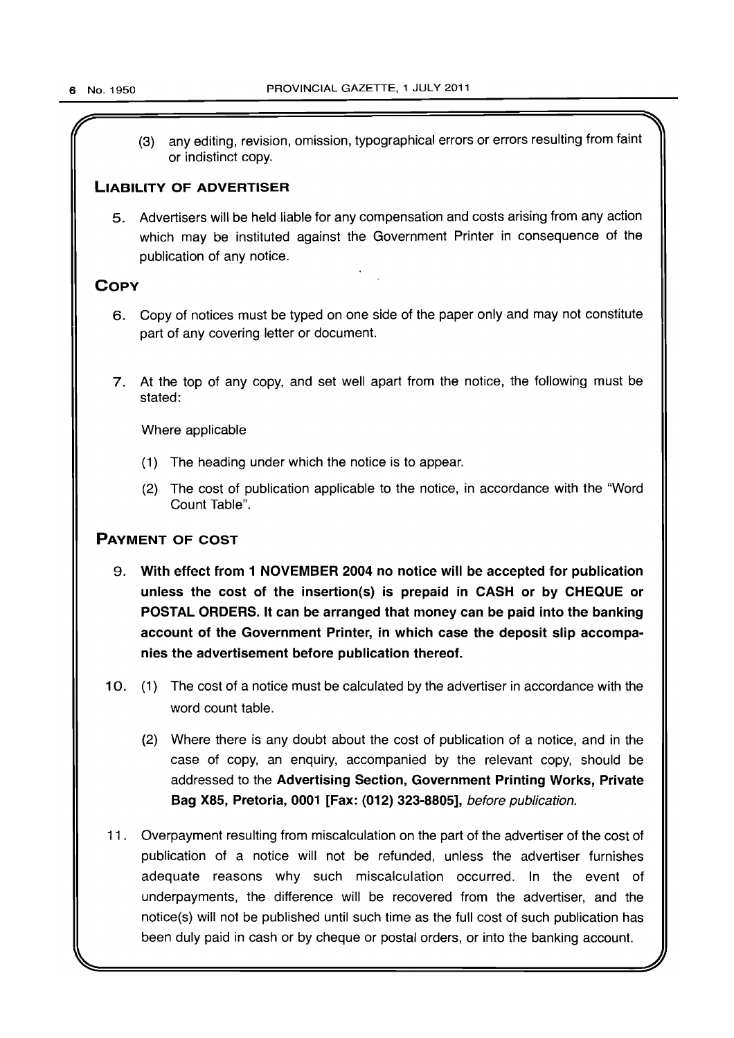(3) any editing, revision, omission, typographical errors or errors resulting from faint or indistinct copy.

## Liability of advertiser

5. Advertisers will be held liable for any compensation and costs arising from any action which may be instituted against the Government Printer in consequence of the publication of any notice.

## Copy

6. Copy of notices must be typed on one side of the paper only and may not constitute part of any covering letter or document.

7. At the top of any copy, and set well apart from the notice, the following must be stated:

   Where applicable

   (1) The heading under which the notice is to appear.

   (2) The cost of publication applicable to the notice, in accordance with the "Word Count Table".

## Payment of cost

9. **With effect from 1 NOVEMBER 2004 no notice will be accepted for publication unless the cost of the insertion(s) is prepaid in CASH or by CHEQUE or POSTAL ORDERS. It can be arranged that money can be paid into the banking account of the Government Printer, in which case the deposit slip accompanies the advertisement before publication thereof.**

10. (1) The cost of a notice must be calculated by the advertiser in accordance with the word count table.

    (2) Where there is any doubt about the cost of publication of a notice, and in the case of copy, an enquiry, accompanied by the relevant copy, should be addressed to the **Advertising Section, Government Printing Works, Private Bag X85, Pretoria, 0001 [Fax: (012) 323-8805],** *before publication.*

11. Overpayment resulting from miscalculation on the part of the advertiser of the cost of publication of a notice will not be refunded, unless the advertiser furnishes adequate reasons why such miscalculation occurred. In the event of underpayments, the difference will be recovered from the advertiser, and the notice(s) will not be published until such time as the full cost of such publication has been duly paid in cash or by cheque or postal orders, or into the banking account.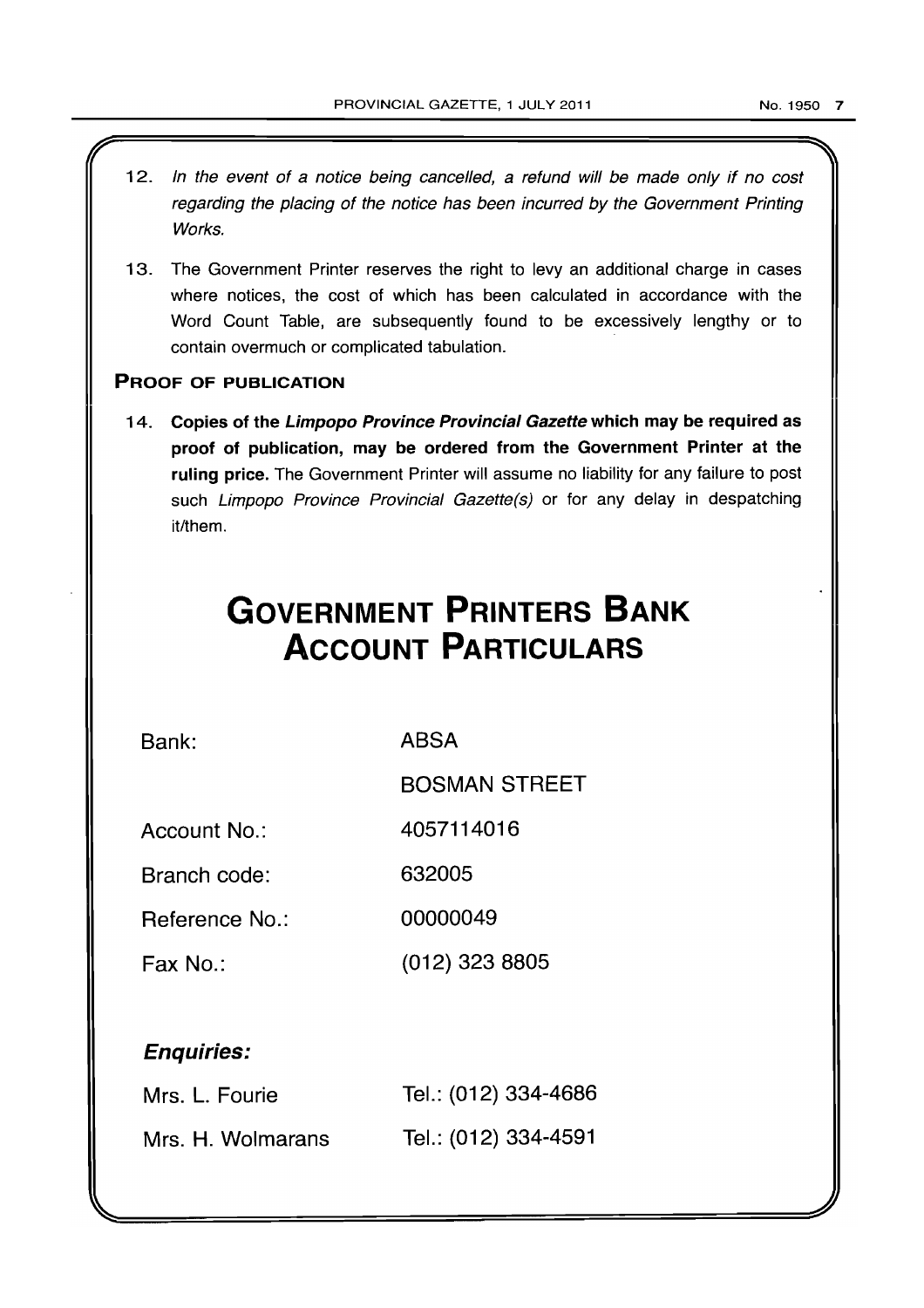12. *In the event of a notice being cancelled, a refund will be made only if no cost regarding the placing of the notice has been incurred by the Government Printing Works.*

13. The Government Printer reserves the right to levy an additional charge in cases where notices, the cost of which has been calculated in accordance with the Word Count Table, are subsequently found to be excessively lengthy or to contain overmuch or complicated tabulation.

### PROOF OF PUBLICATION

14. **Copies of the *Limpopo Province Provincial Gazette* which may be required as proof of publication, may be ordered from the Government Printer at the ruling price.** The Government Printer will assume no liability for any failure to post such *Limpopo Province Provincial Gazette(s)* or for any delay in despatching it/them.

# GOVERNMENT PRINTERS BANK ACCOUNT PARTICULARS

| | |
|---|---|
| Bank: | ABSA |
| | BOSMAN STREET |
| Account No.: | 4057114016 |
| Branch code: | 632005 |
| Reference No.: | 00000049 |
| Fax No.: | (012) 323 8805 |

### *Enquiries:*

| | |
|---|---|
| Mrs. L. Fourie | Tel.: (012) 334-4686 |
| Mrs. H. Wolmarans | Tel.: (012) 334-4591 |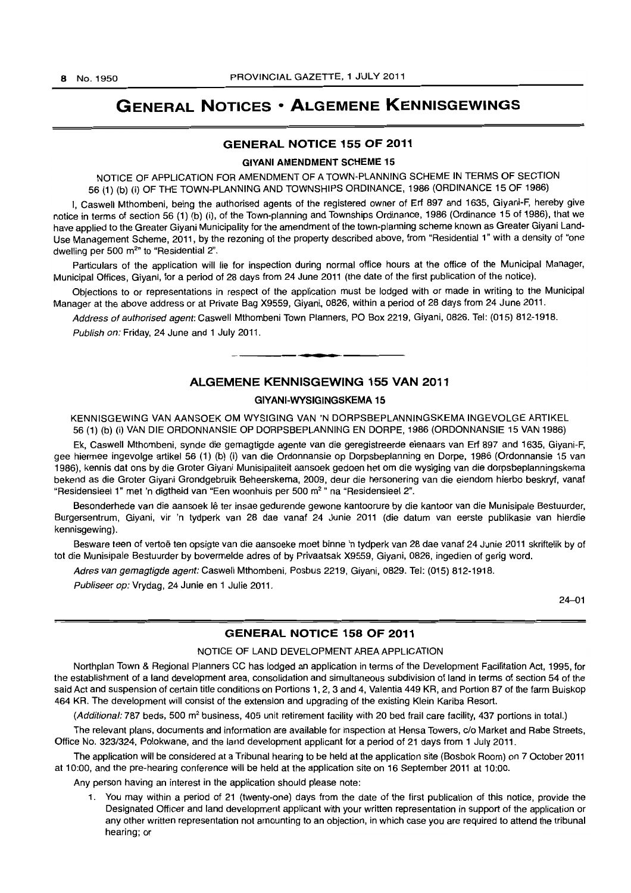# GENERAL NOTICES • ALGEMENE KENNISGEWINGS

## GENERAL NOTICE 155 OF 2011

### GIYANI AMENDMENT SCHEME 15

NOTICE OF APPLICATION FOR AMENDMENT OF A TOWN-PLANNING SCHEME IN TERMS OF SECTION 56 (1) (b) (i) OF THE TOWN-PLANNING AND TOWNSHIPS ORDINANCE, 1986 (ORDINANCE 15 OF 1986)

I, Caswell Mthombeni, being the authorised agents of the registered owner of Erf 897 and 1635, Giyani-F, hereby give notice in terms of section 56 (1) (b) (i), of the Town-planning and Townships Ordinance, 1986 (Ordinance 15 of 1986), that we have applied to the Greater Giyani Municipality for the amendment of the town-planning scheme known as Greater Giyani Land-Use Management Scheme, 2011, by the rezoning of the property described above, from "Residential 1" with a density of "one dwelling per 500 m²" to "Residential 2".

Particulars of the application will lie for inspection during normal office hours at the office of the Municipal Manager, Municipal Offices, Giyani, for a period of 28 days from 24 June 2011 (the date of the first publication of the notice).

Objections to or representations in respect of the application must be lodged with or made in writing to the Municipal Manager at the above address or at Private Bag X9559, Giyani, 0826, within a period of 28 days from 24 June 2011.

*Address of authorised agent:* Caswell Mthombeni Town Planners, PO Box 2219, Giyani, 0826. Tel: (015) 812-1918.

*Publish on:* Friday, 24 June and 1 July 2011.

---

## ALGEMENE KENNISGEWING 155 VAN 2011

### GIYANI-WYSIGINGSKEMA 15

KENNISGEWING VAN AANSOEK OM WYSIGING VAN 'N DORPSBEPLANNINGSKEMA INGEVOLGE ARTIKEL 56 (1) (b) (i) VAN DIE ORDONNANSIE OP DORPSBEPLANNING EN DORPE, 1986 (ORDONNANSIE 15 VAN 1986)

Ek, Caswell Mthombeni, synde die gemagtigde agente van die geregistreerde eienaars van Erf 897 and 1635, Giyani-F, gee hiermee ingevolge artikel 56 (1) (b) (i) van die Ordonnansie op Dorpsbeplanning en Dorpe, 1986 (Ordonnansie 15 van 1986), kennis dat ons by die Groter Giyani Munisipaliteit aansoek gedoen het om die wysiging van die dorpsbeplanningskema bekend as die Groter Giyani Grondgebruik Beheerskema, 2009, deur die hersonering van die eiendom hierbo beskryf, vanaf "Residensieel 1" met 'n digtheid van "Een woonhuis per 500 m²" na "Residensieel 2".

Besonderhede van die aansoek lê ter insae gedurende gewone kantoorure by die kantoor van die Munisipale Bestuurder, Burgersentrum, Giyani, vir 'n tydperk van 28 dae vanaf 24 Junie 2011 (die datum van eerste publikasie van hierdie kennisgewing).

Besware teen of vertoë ten opsigte van die aansoeke moet binne 'n tydperk van 28 dae vanaf 24 Junie 2011 skriftelik by of tot die Munisipale Bestuurder by bovermelde adres of by Privaatsak X9559, Giyani, 0826, ingedien of gerig word.

*Adres van gemagtigde agent:* Caswell Mthombeni, Posbus 2219, Giyani, 0829. Tel: (015) 812-1918.

*Publiseer op:* Vrydag, 24 Junie en 1 Julie 2011.

24–01

---

## GENERAL NOTICE 158 OF 2011

NOTICE OF LAND DEVELOPMENT AREA APPLICATION

Northplan Town & Regional Planners CC has lodged an application in terms of the Development Facilitation Act, 1995, for the establishment of a land development area, consolidation and simultaneous subdivision of land in terms of section 54 of the said Act and suspension of certain title conditions on Portions 1, 2, 3 and 4, Valentia 449 KR, and Portion 87 of the farm Buiskop 464 KR. The development will consist of the extension and upgrading of the existing Klein Kariba Resort.

(*Additional:* 787 beds, 500 m² business, 405 unit retirement facility with 20 bed frail care facility, 437 portions in total.)

The relevant plans, documents and information are available for inspection at Hensa Towers, c/o Market and Rabe Streets, Office No. 323/324, Polokwane, and the land development applicant for a period of 21 days from 1 July 2011.

The application will be considered at a Tribunal hearing to be held at the application site (Bosbok Room) on 7 October 2011 at 10:00, and the pre-hearing conference will be held at the application site on 16 September 2011 at 10:00.

Any person having an interest in the application should please note:

1. You may within a period of 21 (twenty-one) days from the date of the first publication of this notice, provide the Designated Officer and land development applicant with your written representation in support of the application or any other written representation not amounting to an objection, in which case you are required to attend the tribunal hearing; or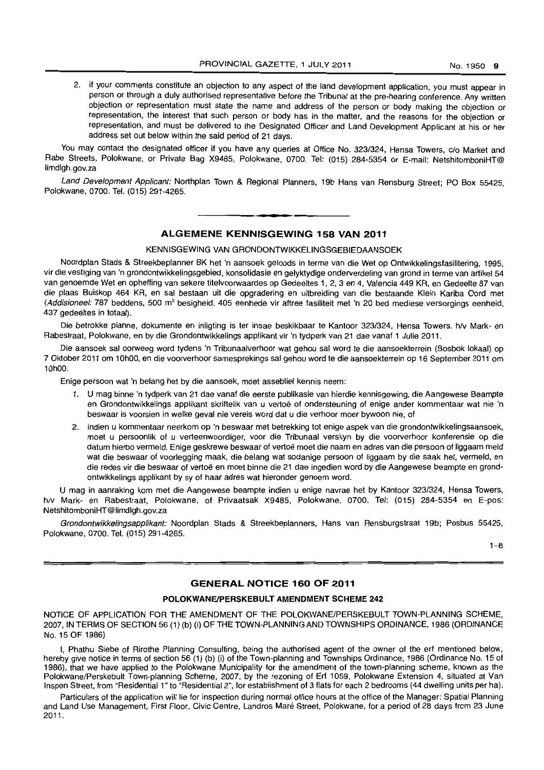2. if your comments constitute an objection to any aspect of the land development application, you must appear in person or through a duly authorised representative before the Tribunal at the pre-hearing conference. Any written objection or representation must state the name and address of the person or body making the objection or representation, the interest that such person or body has in the matter, and the reasons for the objection or representation, and must be delivered to the Designated Officer and Land Development Applicant at his or her address set out below within the said period of 21 days.

You may contact the designated officer if you have any queries at Office No. 323/324, Hensa Towers, c/o Market and Rabe Streets, Polokwane, or Private Bag X9485, Polokwane, 0700. Tel: (015) 284-5354 or E-mail: NetshitomboniHT@limdlgh.gov.za

*Land Development Applicant:* Northplan Town & Regional Planners, 19b Hans van Rensburg Street; PO Box 55425, Polokwane, 0700. Tel. (015) 291-4265.

---

## ALGEMENE KENNISGEWING 158 VAN 2011

KENNISGEWING VAN GRONDONTWIKKELINGSGEBIEDAANSOEK

Noordplan Stads & Streekbeplanner BK het 'n aansoek geloods in terme van die Wet op Ontwikkelingsfasilitering, 1995, vir die vestiging van 'n grondontwikkelingsgebied, konsolidasie en gelyktydige onderverdeling van grond in terme van artikel 54 van genoemde Wet en opheffing van sekere titelvoorwaardes op Gedeeltes 1, 2, 3 en 4, Valencia 449 KR, en Gedeelte 87 van die plaas Buiskop 464 KR, en sal bestaan uit die opgradering en uitbreiding van die bestaande Klein Kariba Oord met (*Addisioneel:* 787 beddens, 500 m² besigheid, 405 eenhede vir aftree fasiliteit met 'n 20 bed mediese versorgings eenheid, 437 gedeeltes in totaal).

Die betrokke planne, dokumente en inligting is ter insae beskikbaar te Kantoor 323/324, Hensa Towers, h/v Mark- en Rabestraat, Polokwane, en by die Grondontwikkelings applikant vir 'n tydperk van 21 dae vanaf 1 Julie 2011.

Die aansoek sal oorweeg word tydens 'n Tribunaalverhoor wat gehou sal word te die aansoekterrein (Bosbok lokaal) op 7 Oktober 2011 om 10h00, en die voorverhoor samesprekings sal gehou word te die aansoekterrein op 16 September 2011 om 10h00.

Enige persoon wat 'n belang het by die aansoek, moet asseblief kennis neem:

1. U mag binne 'n tydperk van 21 dae vanaf die eerste publikasie van hierdie kennisgewing, die Aangewese Beampte en Grondontwikkelings applikant skriftelik van u vertoë of ondersteuning of enige ander kommentaar wat nie 'n beswaar is voorsien in welke geval nie vereis word dat u die verhoor moer bywoon nie, of
2. indien u kommentaar neerkom op 'n beswaar met betrekking tot enige aspek van die grondontwikkelingsaansoek, moet u persoonlik of u verteenwoordiger, voor die Tribunaal verskyn by die voorverhoor konferensie op die datum hierbo vermeld. Enige geskrewe beswaar of vertoë moet die naam en adres van die persoon of liggaam meld wat die beswaar of voorlegging maak, die belang wat sodanige persoon of liggaam by die saak het, vermeld, en die redes vir die beswaar of vertoë en moet binne die 21 dae ingedien word by die Aangewese beampte en grondontwikkelings applikant by sy of haar adres wat hieronder genoem word.

U mag in aanraking kom met die Aangewese beampte indien u enige navrae het by Kantoor 323/324, Hensa Towers, h/v Mark- en Rabestraat, Polokwane, of Privaatsak X9485, Polokwane, 0700. Tel: (015) 284-5354 en E-pos: NetshitomboniHT@limdlgh.gov.za

*Grondontwikkelingsapplikant:* Noordplan Stads & Streekbeplanners, Hans van Rensburgstraat 19b; Posbus 55425, Polokwane, 0700. Tel. (015) 291-4265.

1–8

---

## GENERAL NOTICE 160 OF 2011

### POLOKWANE/PERSKEBULT AMENDMENT SCHEME 242

NOTICE OF APPLICATION FOR THE AMENDMENT OF THE POLOKWANE/PERSKEBULT TOWN-PLANNING SCHEME, 2007, IN TERMS OF SECTION 56 (1) (b) (i) OF THE TOWN-PLANNING AND TOWNSHIPS ORDINANCE, 1986 (ORDINANCE No. 15 OF 1986)

I, Phathu Siebe of Rirothe Planning Consulting, being the authorised agent of the owner of the erf mentioned below, hereby give notice in terms of section 56 (1) (b) (i) of the Town-planning and Townships Ordinance, 1986 (Ordinance No. 15 of 1986), that we have applied to the Polokwane Municipality for the amendment of the town-planning scheme, known as the Polokwane/Perskebult Town-planning Scheme, 2007, by the rezoning of Erf 1059, Polokwane Extension 4, situated at Van Inspen Street, from "Residential 1" to "Residential 2", for establishment of 3 flats for each 2 bedrooms (44 dwelling units per ha).

Particulars of the application will lie for inspection during normal office hours at the office of the Manager: Spatial Planning and Land Use Management, First Floor, Civic Centre, Landros Maré Street, Polokwane, for a period of 28 days from 23 June 2011.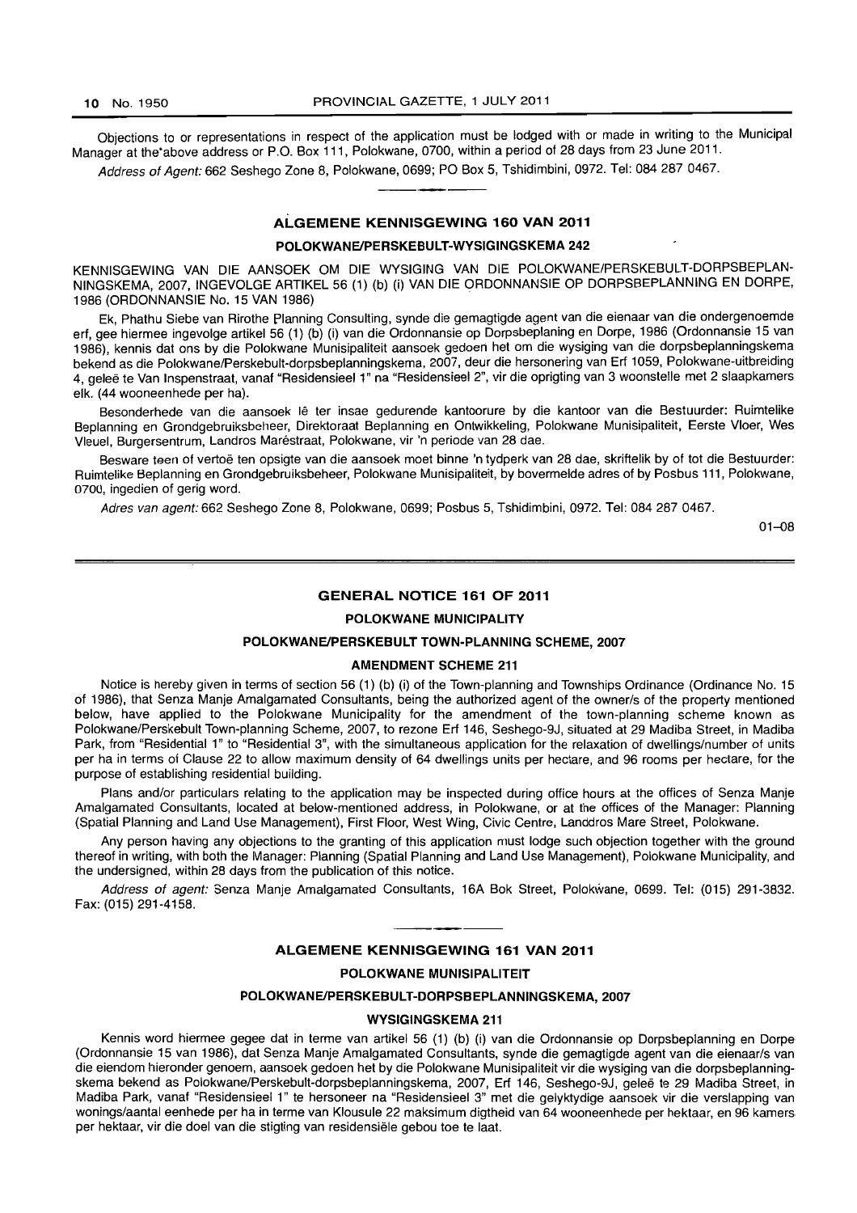Objections to or representations in respect of the application must be lodged with or made in writing to the Municipal Manager at the above address or P.O. Box 111, Polokwane, 0700, within a period of 28 days from 23 June 2011.

*Address of Agent:* 662 Seshego Zone 8, Polokwane, 0699; PO Box 5, Tshidimbini, 0972. Tel: 084 287 0467.

---

## ALGEMENE KENNISGEWING 160 VAN 2011

### POLOKWANE/PERSKEBULT-WYSIGINGSKEMA 242

KENNISGEWING VAN DIE AANSOEK OM DIE WYSIGING VAN DIE POLOKWANE/PERSKEBULT-DORPSBEPLANNINGSKEMA, 2007, INGEVOLGE ARTIKEL 56 (1) (b) (i) VAN DIE ORDONNANSIE OP DORPSBEPLANNING EN DORPE, 1986 (ORDONNANSIE No. 15 VAN 1986)

Ek, Phathu Siebe van Rirothe Planning Consulting, synde die gemagtigde agent van die eienaar van die ondergenoemde erf, gee hiermee ingevolge artikel 56 (1) (b) (i) van die Ordonnansie op Dorpsbeplaning en Dorpe, 1986 (Ordonnansie 15 van 1986), kennis dat ons by die Polokwane Munisipaliteit aansoek gedoen het om die wysiging van die dorpsbeplanningskema bekend as die Polokwane/Perskebult-dorpsbeplanningskema, 2007, deur die hersonering van Erf 1059, Polokwane-uitbreiding 4, geleë te Van Inspenstraat, vanaf "Residensieel 1" na "Residensieel 2", vir die oprigting van 3 woonstelle met 2 slaapkamers elk. (44 wooneenhede per ha).

Besonderhede van die aansoek lê ter insae gedurende kantoorure by die kantoor van die Bestuurder: Ruimtelike Beplanning en Grondgebruiksbeheer, Direktoraat Beplanning en Ontwikkeling, Polokwane Munisipaliteit, Eerste Vloer, Wes Vleuel, Burgersentrum, Landros Maréstraat, Polokwane, vir 'n periode van 28 dae.

Besware teen of vertoë ten opsigte van die aansoek moet binne 'n tydperk van 28 dae, skriftelik by of tot die Bestuurder: Ruimtelike Beplanning en Grondgebruiksbeheer, Polokwane Munisipaliteit, by bovermelde adres of by Posbus 111, Polokwane, 0700, ingedien of gerig word.

*Adres van agent:* 662 Seshego Zone 8, Polokwane, 0699; Posbus 5, Tshidimbini, 0972. Tel: 084 287 0467.

01–08

---

## GENERAL NOTICE 161 OF 2011

### POLOKWANE MUNICIPALITY

### POLOKWANE/PERSKEBULT TOWN-PLANNING SCHEME, 2007

### AMENDMENT SCHEME 211

Notice is hereby given in terms of section 56 (1) (b) (i) of the Town-planning and Townships Ordinance (Ordinance No. 15 of 1986), that Senza Manje Amalgamated Consultants, being the authorized agent of the owner/s of the property mentioned below, have applied to the Polokwane Municipality for the amendment of the town-planning scheme known as Polokwane/Perskebult Town-planning Scheme, 2007, to rezone Erf 146, Seshego-9J, situated at 29 Madiba Street, in Madiba Park, from "Residential 1" to "Residential 3", with the simultaneous application for the relaxation of dwellings/number of units per ha in terms of Clause 22 to allow maximum density of 64 dwellings units per hectare, and 96 rooms per hectare, for the purpose of establishing residential building.

Plans and/or particulars relating to the application may be inspected during office hours at the offices of Senza Manje Amalgamated Consultants, located at below-mentioned address, in Polokwane, or at the offices of the Manager: Planning (Spatial Planning and Land Use Management), First Floor, West Wing, Civic Centre, Landdros Mare Street, Polokwane.

Any person having any objections to the granting of this application must lodge such objection together with the ground thereof in writing, with both the Manager: Planning (Spatial Planning and Land Use Management), Polokwane Municipality, and the undersigned, within 28 days from the publication of this notice.

*Address of agent:* Senza Manje Amalgamated Consultants, 16A Bok Street, Polokwane, 0699. Tel: (015) 291-3832. Fax: (015) 291-4158.

---

## ALGEMENE KENNISGEWING 161 VAN 2011

### POLOKWANE MUNISIPALITEIT

### POLOKWANE/PERSKEBULT-DORPSBEPLANNINGSKEMA, 2007

### WYSIGINGSKEMA 211

Kennis word hiermee gegee dat in terme van artikel 56 (1) (b) (i) van die Ordonnansie op Dorpsbeplanning en Dorpe (Ordonnansie 15 van 1986), dat Senza Manje Amalgamated Consultants, synde die gemagtigde agent van die eienaar/s van die eiendom hieronder genoem, aansoek gedoen het by die Polokwane Munisipaliteit vir die wysiging van die dorpsbeplanningskema bekend as Polokwane/Perskebult-dorpsbeplanningskema, 2007, Erf 146, Seshego-9J, geleë te 29 Madiba Street, in Madiba Park, vanaf "Residensieel 1" te hersoneer na "Residensieel 3" met die gelyktydige aansoek vir die verslapping van wonings/aantal eenhede per ha in terme van Klousule 22 maksimum digtheid van 64 wooneenhede per hektaar, en 96 kamers per hektaar, vir die doel van die stigting van residensiële gebou toe te laat.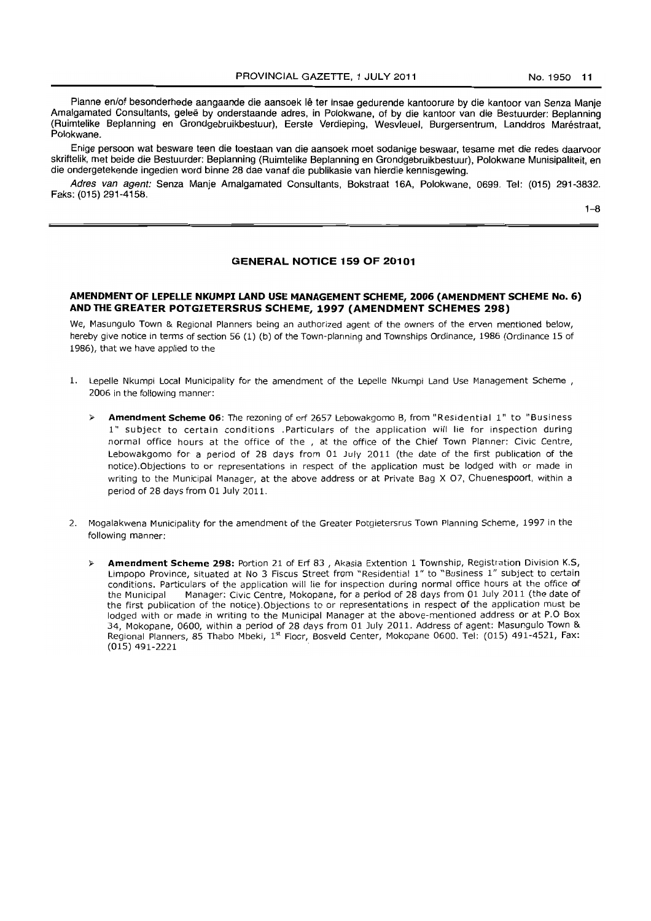Planne en/of besonderhede aangaande die aansoek lê ter insae gedurende kantoorure by die kantoor van Senza Manje Amalgamated Consultants, geleë by onderstaande adres, in Polokwane, of by die kantoor van die Bestuurder: Beplanning (Ruimtelike Beplanning en Grondgebruikbestuur), Eerste Verdieping, Wesvleuel, Burgersentrum, Landdros Maréstraat, Polokwane.

Enige persoon wat besware teen die toestaan van die aansoek moet sodanige beswaar, tesame met die redes daarvoor skriftelik, met beide die Bestuurder: Beplanning (Ruimtelike Beplanning en Grondgebruikbestuur), Polokwane Munisipaliteit, en die ondergetekende ingedien word binne 28 dae vanaf die publikasie van hierdie kennisgewing.

*Adres van agent:* Senza Manje Amalgamated Consultants, Bokstraat 16A, Polokwane, 0699. Tel: (015) 291-3832. Faks: (015) 291-4158.

1–8

## GENERAL NOTICE 159 OF 20101

### AMENDMENT OF LEPELLE NKUMPI LAND USE MANAGEMENT SCHEME, 2006 (AMENDMENT SCHEME No. 6) AND THE GREATER POTGIETERSRUS SCHEME, 1997 (AMENDMENT SCHEMES 298)

We, Masungulo Town & Regional Planners being an authorized agent of the owners of the erven mentioned below, hereby give notice in terms of section 56 (1) (b) of the Town-planning and Townships Ordinance, 1986 (Ordinance 15 of 1986), that we have applied to the

1. Lepelle Nkumpi Local Municipality for the amendment of the Lepelle Nkumpi Land Use Management Scheme , 2006 in the following manner:

   - **Amendment Scheme 06**: The rezoning of erf 2657 Lebowakgomo B, from "Residential 1" to "Business 1" subject to certain conditions .Particulars of the application will lie for inspection during normal office hours at the office of the , at the office of the Chief Town Planner: Civic Centre, Lebowakgomo for a period of 28 days from 01 July 2011 (the date of the first publication of the notice).Objections to or representations in respect of the application must be lodged with or made in writing to the Municipal Manager, at the above address or at Private Bag X 07, Chuenespoort, within a period of 28 days from 01 July 2011.

2. Mogalakwena Municipality for the amendment of the Greater Potgietersrus Town Planning Scheme, 1997 in the following manner:

   - **Amendment Scheme 298:** Portion 21 of Erf 83 , Akasia Extention 1 Township, Registration Division K.S, Limpopo Province, situated at No 3 Fiscus Street from "Residential 1" to "Business 1" subject to certain conditions. Particulars of the application will lie for inspection during normal office hours at the office of the Municipal Manager: Civic Centre, Mokopane, for a period of 28 days from 01 July 2011 (the date of the first publication of the notice).Objections to or representations in respect of the application must be lodged with or made in writing to the Municipal Manager at the above-mentioned address or at P.O Box 34, Mokopane, 0600, within a period of 28 days from 01 July 2011. Address of agent: Masungulo Town & Regional Planners, 85 Thabo Mbeki, 1st Floor, Bosveld Center, Mokopane 0600. Tel: (015) 491-4521, Fax: (015) 491-2221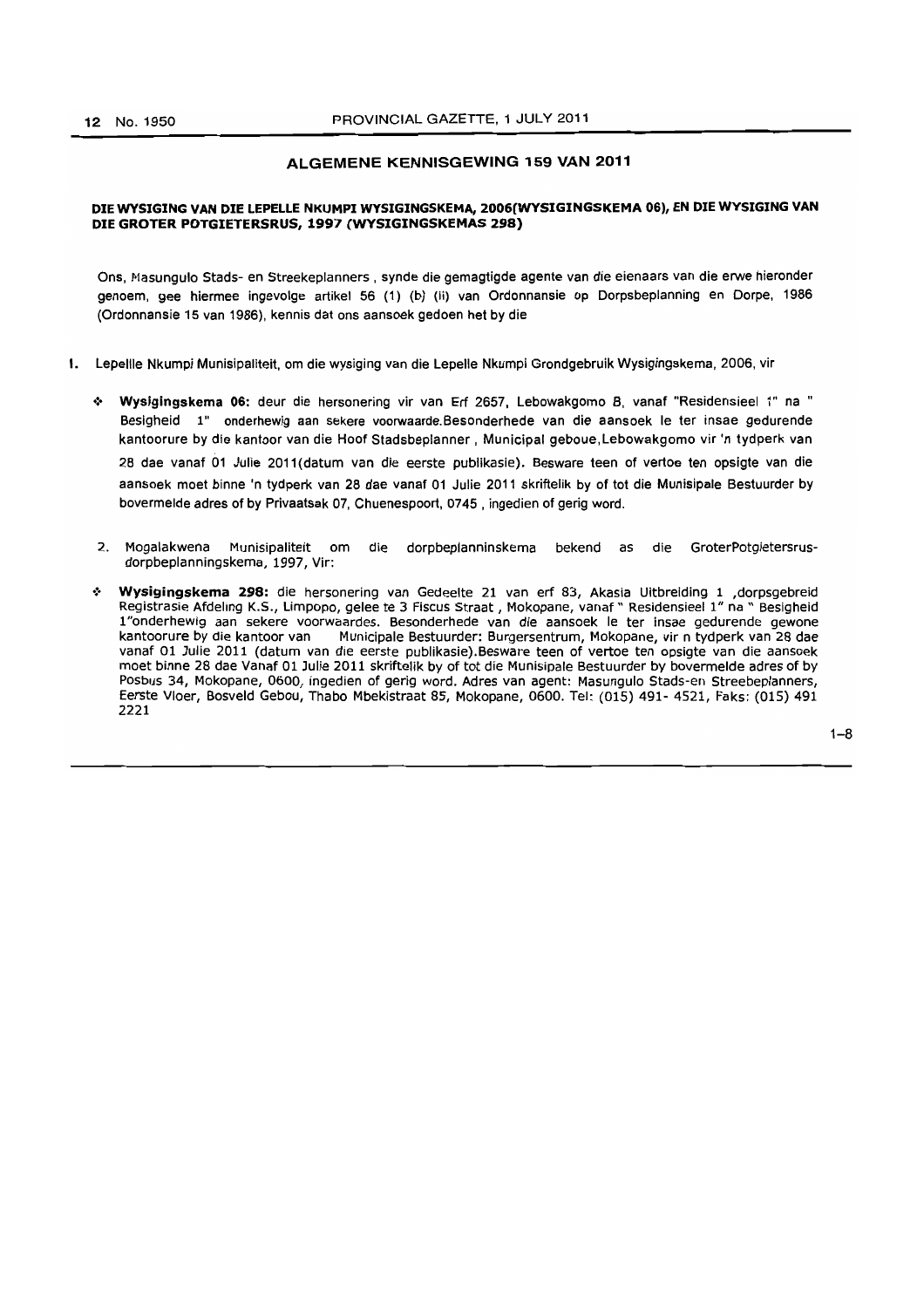## ALGEMENE KENNISGEWING 159 VAN 2011

### DIE WYSIGING VAN DIE LEPELLE NKUMPI WYSIGINGSKEMA, 2006(WYSIGINGSKEMA 06), EN DIE WYSIGING VAN DIE GROTER POTGIETERSRUS, 1997 (WYSIGINGSKEMAS 298)

Ons, Masungulo Stads- en Streekeplanners , synde die gemagtigde agente van die eienaars van die erwe hieronder genoem, gee hiermee ingevolge artikel 56 (1) (b) (ii) van Ordonnansie op Dorpsbeplanning en Dorpe, 1986 (Ordonnansie 15 van 1986), kennis dat ons aansoek gedoen het by die

1. Lepellle Nkumpi Munisipaliteit, om die wysiging van die Lepelle Nkumpi Grondgebruik Wysigingskema, 2006, vir

   - **Wysigingskema 06:** deur die hersonering vir van Erf 2657, Lebowakgomo B, vanaf "Residensieel 1" na " Besigheid 1" onderhewig aan sekere voorwaarde.Besonderhede van die aansoek le ter insae gedurende kantoorure by die kantoor van die Hoof Stadsbeplanner , Municipal geboue,Lebowakgomo vir 'n tydperk van 28 dae vanaf 01 Julie 2011(datum van die eerste publikasie). Besware teen of vertoe ten opsigte van die aansoek moet binne 'n tydperk van 28 dae vanaf 01 Julie 2011 skriftelik by of tot die Munisipale Bestuurder by bovermelde adres of by Privaatsak 07, Chuenespoort, 0745 , ingedien of gerig word.

2. Mogalakwena Munisipaliteit om die dorpbeplanninskema bekend as die GroterPotgietersrus-dorpbeplanningskema, 1997, Vir:

   - **Wysigingskema 298:** die hersonering van Gedeelte 21 van erf 83, Akasia Uitbreiding 1 ,dorpsgebreid Registrasie Afdeling K.S., Limpopo, gelee te 3 Fiscus Straat , Mokopane, vanaf " Residensieel 1" na " Besigheid 1"onderhewig aan sekere voorwaardes. Besonderhede van die aansoek le ter insae gedurende gewone kantoorure by die kantoor van Municipale Bestuurder: Burgersentrum, Mokopane, vir n tydperk van 28 dae vanaf 01 Julie 2011 (datum van die eerste publikasie).Besware teen of vertoe ten opsigte van die aansoek moet binne 28 dae Vanaf 01 Julie 2011 skriftelik by of tot die Munisipale Bestuurder by bovermelde adres of by Posbus 34, Mokopane, 0600, ingedien of gerig word. Adres van agent: Masungulo Stads-en Streebeplanners, Eerste Vloer, Bosveld Gebou, Thabo Mbekistraat 85, Mokopane, 0600. Tel: (015) 491- 4521, Faks: (015) 491 2221

1–8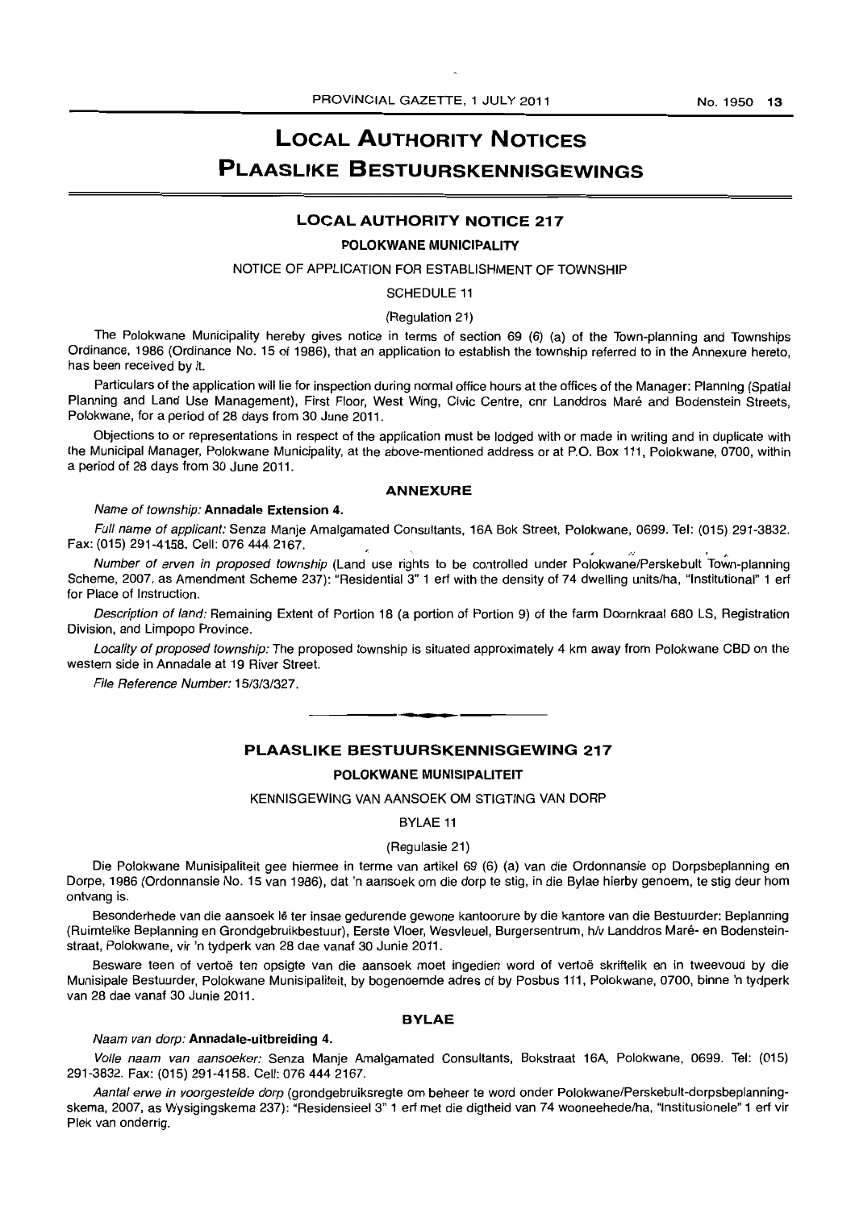# LOCAL AUTHORITY NOTICES
# PLAASLIKE BESTUURSKENNISGEWINGS

## LOCAL AUTHORITY NOTICE 217

### POLOKWANE MUNICIPALITY

NOTICE OF APPLICATION FOR ESTABLISHMENT OF TOWNSHIP

SCHEDULE 11

(Regulation 21)

The Polokwane Municipality hereby gives notice in terms of section 69 (6) (a) of the Town-planning and Townships Ordinance, 1986 (Ordinance No. 15 of 1986), that an application to establish the township referred to in the Annexure hereto, has been received by it.

Particulars of the application will lie for inspection during normal office hours at the offices of the Manager: Planning (Spatial Planning and Land Use Management), First Floor, West Wing, Civic Centre, cnr Landdros Maré and Bodenstein Streets, Polokwane, for a period of 28 days from 30 June 2011.

Objections to or representations in respect of the application must be lodged with or made in writing and in duplicate with the Municipal Manager, Polokwane Municipality, at the above-mentioned address or at P.O. Box 111, Polokwane, 0700, within a period of 28 days from 30 June 2011.

### ANNEXURE

*Name of township:* **Annadale Extension 4.**

*Full name of applicant:* Senza Manje Amalgamated Consultants, 16A Bok Street, Polokwane, 0699. Tel: (015) 291-3832. Fax: (015) 291-4158. Cell: 076 444 2167.

*Number of erven in proposed township* (Land use rights to be controlled under Polokwane/Perskebult Town-planning Scheme, 2007, as Amendment Scheme 237): "Residential 3" 1 erf with the density of 74 dwelling units/ha, "Institutional" 1 erf for Place of Instruction.

*Description of land:* Remaining Extent of Portion 18 (a portion of Portion 9) of the farm Doornkraal 680 LS, Registration Division, and Limpopo Province.

*Locality of proposed township:* The proposed township is situated approximately 4 km away from Polokwane CBD on the western side in Annadale at 19 River Street.

*File Reference Number:* 15/3/3/327.

---

## PLAASLIKE BESTUURSKENNISGEWING 217

### POLOKWANE MUNISIPALITEIT

KENNISGEWING VAN AANSOEK OM STIGTING VAN DORP

BYLAE 11

(Regulasie 21)

Die Polokwane Munisipaliteit gee hiermee in terme van artikel 69 (6) (a) van die Ordonnansie op Dorpsbeplanning en Dorpe, 1986 (Ordonnansie No. 15 van 1986), dat 'n aansoek om die dorp te stig, in die Bylae hierby genoem, te stig deur hom ontvang is.

Besonderhede van die aansoek lê ter insae gedurende gewone kantoorure by die kantore van die Bestuurder: Beplanning (Ruimtelike Beplanning en Grondgebruikbestuur), Eerste Vloer, Wesvleuel, Burgersentrum, h/v Landdros Maré- en Bodensteinstraat, Polokwane, vir 'n tydperk van 28 dae vanaf 30 Junie 2011.

Besware teen of vertoë ten opsigte van die aansoek moet ingedien word of vertoë skriftelik en in tweevoud by die Munisipale Bestuurder, Polokwane Munisipaliteit, by bogenoemde adres of by Posbus 111, Polokwane, 0700, binne 'n tydperk van 28 dae vanaf 30 Junie 2011.

### BYLAE

*Naam van dorp:* **Annadale-uitbreiding 4.**

*Volle naam van aansoeker:* Senza Manje Amalgamated Consultants, Bokstraat 16A, Polokwane, 0699. Tel: (015) 291-3832. Fax: (015) 291-4158. Cell: 076 444 2167.

*Aantal erwe in voorgestelde dorp* (grondgebruiksregte om beheer te word onder Polokwane/Perskebult-dorpsbeplanningskema, 2007, as Wysigingskema 237): "Residensieel 3" 1 erf met die digtheid van 74 wooneehede/ha, "Institusionele" 1 erf vir Plek van onderrig.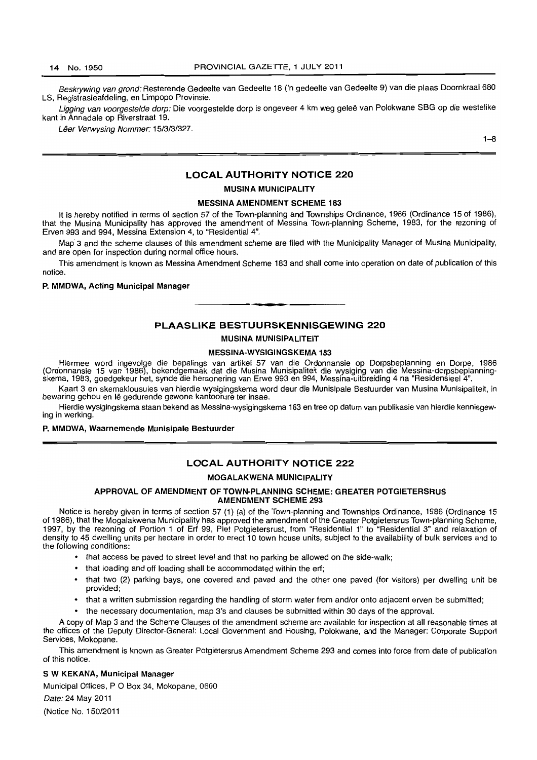*Beskrywing van grond:* Resterende Gedeelte van Gedeelte 18 ('n gedeelte van Gedeelte 9) van die plaas Doornkraal 680 LS, Registrasieafdeling, en Limpopo Provinsie.

*Ligging van voorgestelde dorp:* Die voorgestelde dorp is ongeveer 4 km weg geleë van Polokwane SBG op die westelike kant in Annadale op Riverstraat 19.

*Lêer Verwysing Nommer:* 15/3/3/327.

1–8

## LOCAL AUTHORITY NOTICE 220

### MUSINA MUNICIPALITY

### MESSINA AMENDMENT SCHEME 183

It is hereby notified in terms of section 57 of the Town-planning and Townships Ordinance, 1986 (Ordinance 15 of 1986), that the Musina Municipality has approved the amendment of Messina Town-planning Scheme, 1983, for the rezoning of Erven 993 and 994, Messina Extension 4, to "Residential 4".

Map 3 and the scheme clauses of this amendment scheme are filed with the Municipality Manager of Musina Municipality, and are open for inspection during normal office hours.

This amendment is known as Messina Amendment Scheme 183 and shall come into operation on date of publication of this notice.

**P. MMDWA, Acting Municipal Manager**

## PLAASLIKE BESTUURSKENNISGEWING 220

### MUSINA MUNISIPALITEIT

### MESSINA-WYSIGINGSKEMA 183

Hiermee word ingevolge die bepalings van artikel 57 van die Ordonnansie op Dorpsbeplanning en Dorpe, 1986 (Ordonnansie 15 van 1986), bekendgemaak dat die Musina Munisipaliteit die wysiging van die Messina-dorpsbeplanningskema, 1983, goedgekeur het, synde die hersonering van Erwe 993 en 994, Messina-uitbreiding 4 na "Residensieel 4".

Kaart 3 en skemaklousules van hierdie wysigingskema word deur die Munisipale Bestuurder van Musina Munisipaliteit, in bewaring gehou en lê gedurende gewone kantoorure ter insae.

Hierdie wysigingskema staan bekend as Messina-wysigingskema 183 en tree op datum van publikasie van hierdie kennisgewing in werking.

**P. MMDWA, Waarnemende Munisipale Bestuurder**

## LOCAL AUTHORITY NOTICE 222

### MOGALAKWENA MUNICIPALITY

### APPROVAL OF AMENDMENT OF TOWN-PLANNING SCHEME: GREATER POTGIETERSRUS AMENDMENT SCHEME 293

Notice is hereby given in terms of section 57 (1) (a) of the Town-planning and Townships Ordinance, 1986 (Ordinance 15 of 1986), that the Mogalakwena Municipality has approved the amendment of the Greater Potgietersrus Town-planning Scheme, 1997, by the rezoning of Portion 1 of Erf 99, Piet Potgietersrust, from "Residential 1" to "Residential 3" and relaxation of density to 45 dwelling units per hectare in order to erect 10 town house units, subject to the availability of bulk services and to the following conditions:

- that access be paved to street level and that no parking be allowed on the side-walk;
- that loading and off loading shall be accommodated within the erf;
- that two (2) parking bays, one covered and paved and the other one paved (for visitors) per dwelling unit be provided;
- that a written submission regarding the handling of storm water from and/or onto adjacent erven be submitted;
- the necessary documentation, map 3's and clauses be submitted within 30 days of the approval.

A copy of Map 3 and the Scheme Clauses of the amendment scheme are available for inspection at all reasonable times at the offices of the Deputy Director-General: Local Government and Housing, Polokwane, and the Manager: Corporate Support Services, Mokopane.

This amendment is known as Greater Potgietersrus Amendment Scheme 293 and comes into force from date of publication of this notice.

**S W KEKANA, Municipal Manager**

Municipal Offices, P O Box 34, Mokopane, 0600

*Date:* 24 May 2011

(Notice No. 150/2011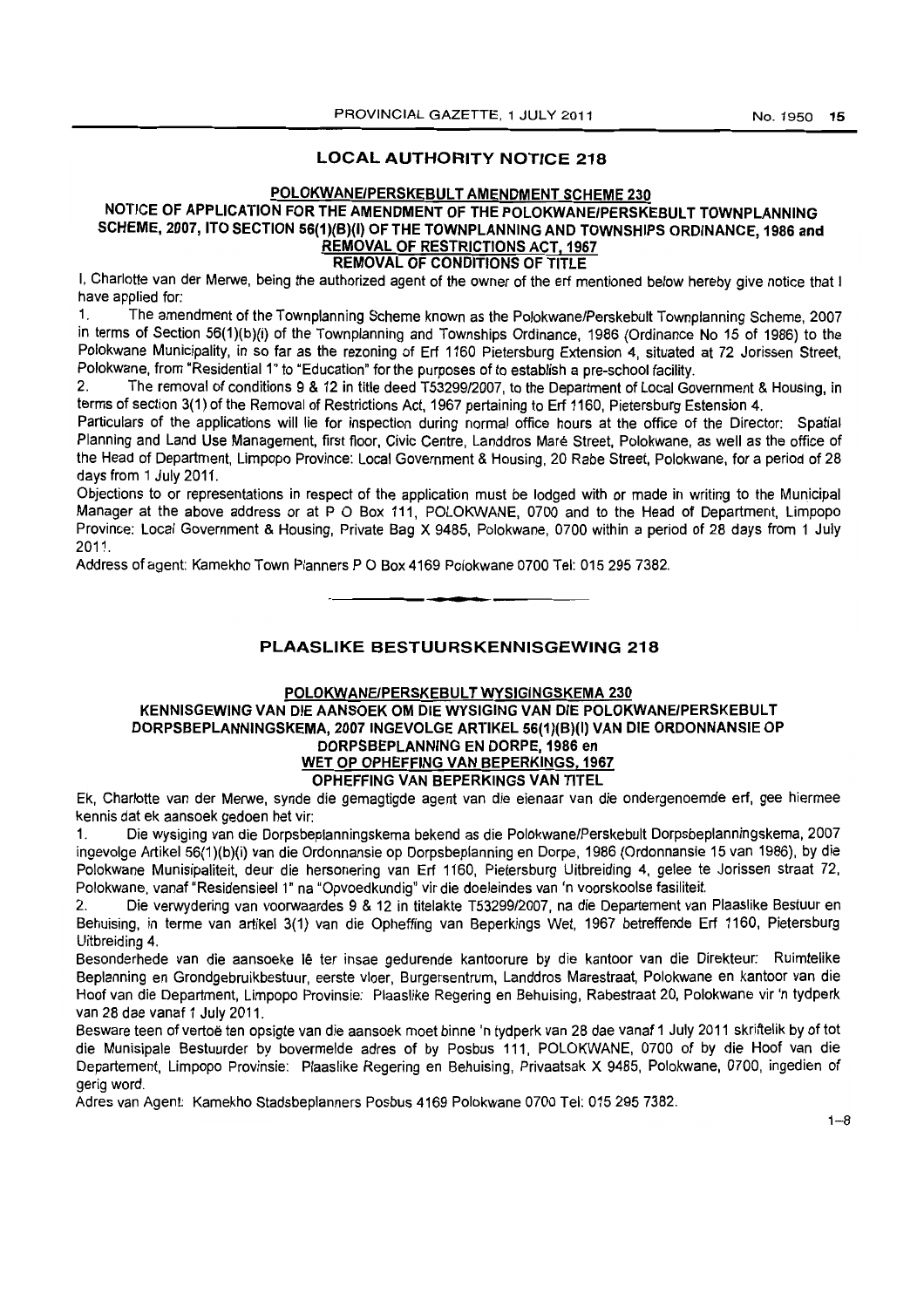## LOCAL AUTHORITY NOTICE 218

**POLOKWANE/PERSKEBULT AMENDMENT SCHEME 230**

**NOTICE OF APPLICATION FOR THE AMENDMENT OF THE POLOKWANE/PERSKEBULT TOWNPLANNING SCHEME, 2007, ITO SECTION 56(1)(B)(I) OF THE TOWNPLANNING AND TOWNSHIPS ORDINANCE, 1986 and REMOVAL OF RESTRICTIONS ACT, 1967**

**REMOVAL OF CONDITIONS OF TITLE**

I, Charlotte van der Merwe, being the authorized agent of the owner of the erf mentioned below hereby give notice that I have applied for:

1. The amendment of the Townplanning Scheme known as the Polokwane/Perskebult Townplanning Scheme, 2007 in terms of Section 56(1)(b)(i) of the Townplanning and Townships Ordinance, 1986 (Ordinance No 15 of 1986) to the Polokwane Municipality, in so far as the rezoning of Erf 1160 Pietersburg Extension 4, situated at 72 Jorissen Street, Polokwane, from "Residential 1" to "Education" for the purposes of to establish a pre-school facility.
2. The removal of conditions 9 & 12 in title deed T53299/2007, to the Department of Local Government & Housing, in terms of section 3(1) of the Removal of Restrictions Act, 1967 pertaining to Erf 1160, Pietersburg Estension 4.

Particulars of the applications will lie for inspection during normal office hours at the office of the Director: Spatial Planning and Land Use Management, first floor, Civic Centre, Landdros Maré Street, Polokwane, as well as the office of the Head of Department, Limpopo Province: Local Government & Housing, 20 Rabe Street, Polokwane, for a period of 28 days from 1 July 2011.

Objections to or representations in respect of the application must be lodged with or made in writing to the Municipal Manager at the above address or at P O Box 111, POLOKWANE, 0700 and to the Head of Department, Limpopo Province: Local Government & Housing, Private Bag X 9485, Polokwane, 0700 within a period of 28 days from 1 July 2011.

Address of agent: Kamekho Town Planners P O Box 4169 Polokwane 0700 Tel: 015 295 7382.

---

## PLAASLIKE BESTUURSKENNISGEWING 218

**POLOKWANE/PERSKEBULT WYSIGINGSKEMA 230**

**KENNISGEWING VAN DIE AANSOEK OM DIE WYSIGING VAN DIE POLOKWANE/PERSKEBULT DORPSBEPLANNINGSKEMA, 2007 INGEVOLGE ARTIKEL 56(1)(B)(I) VAN DIE ORDONNANSIE OP DORPSBEPLANNING EN DORPE, 1986 en WET OP OPHEFFING VAN BEPERKINGS, 1967**

**OPHEFFING VAN BEPERKINGS VAN TITEL**

Ek, Charlotte van der Merwe, synde die gemagtigde agent van die eienaar van die ondergenoemde erf, gee hiermee kennis dat ek aansoek gedoen het vir:

1. Die wysiging van die Dorpsbeplanningskema bekend as die Polokwane/Perskebult Dorpsbeplanningskema, 2007 ingevolge Artikel 56(1)(b)(i) van die Ordonnansie op Dorpsbeplanning en Dorpe, 1986 (Ordonnansie 15 van 1986), by die Polokwane Munisipaliteit, deur die hersonering van Erf 1160, Pietersburg Uitbreiding 4, gelee te Jorissen straat 72, Polokwane, vanaf "Residensieel 1" na "Opvoedkundig" vir die doeleindes van 'n voorskoolse fasiliteit.
2. Die verwydering van voorwaardes 9 & 12 in titelakte T53299/2007, na die Departement van Plaaslike Bestuur en Behuising, in terme van artikel 3(1) van die Opheffing van Beperkings Wet, 1967 betreffende Erf 1160, Pietersburg Uitbreiding 4.

Besonderhede van die aansoeke lê ter insae gedurende kantoorure by die kantoor van die Direkteur: Ruimtelike Beplanning en Grondgebruikbestuur, eerste vloer, Burgersentrum, Landdros Marestraat, Polokwane en kantoor van die Hoof van die Department, Limpopo Provinsie: Plaaslike Regering en Behuising, Rabestraat 20, Polokwane vir 'n tydperk van 28 dae vanaf 1 July 2011.

Besware teen of vertoë ten opsigte van die aansoek moet binne 'n tydperk van 28 dae vanaf 1 July 2011 skriftelik by of tot die Munisipale Bestuurder by bovermelde adres of by Posbus 111, POLOKWANE, 0700 of by die Hoof van die Departement, Limpopo Provinsie: Plaaslike Regering en Behuising, Privaatsak X 9485, Polokwane, 0700, ingedien of gerig word.

Adres van Agent: Kamekho Stadsbeplanners Posbus 4169 Polokwane 0700 Tel: 015 295 7382.

1–8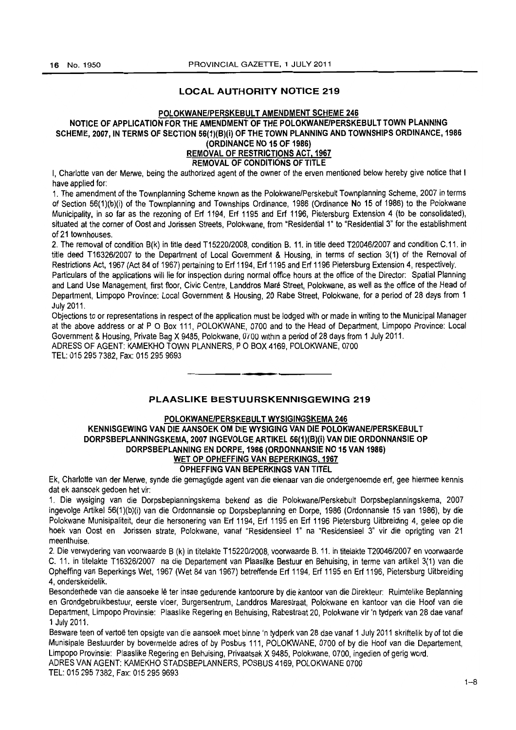## LOCAL AUTHORITY NOTICE 219

### POLOKWANE/PERSKEBULT AMENDMENT SCHEME 246

### NOTICE OF APPLICATION FOR THE AMENDMENT OF THE POLOKWANE/PERSKEBULT TOWN PLANNING SCHEME, 2007, IN TERMS OF SECTION 56(1)(B)(i) OF THE TOWN PLANNING AND TOWNSHIPS ORDINANCE, 1986 (ORDINANCE NO 15 OF 1986)

### REMOVAL OF RESTRICTIONS ACT, 1967

### REMOVAL OF CONDITIONS OF TITLE

I, Charlotte van der Merwe, being the authorized agent of the owner of the erven mentioned below hereby give notice that I have applied for:

1. The amendment of the Townplanning Scheme known as the Polokwane/Perskebult Townplanning Scheme, 2007 in terms of Section 56(1)(b)(i) of the Townplanning and Townships Ordinance, 1986 (Ordinance No 15 of 1986) to the Polokwane Municipality, in so far as the rezoning of Erf 1194, Erf 1195 and Erf 1196, Pietersburg Extension 4 (to be consolidated), situated at the corner of Oost and Jorissen Streets, Polokwane, from "Residential 1" to "Residential 3" for the establishment of 21 townhouses.

2. The removal of condition B(k) in title deed T15220/2008, condition B. 11. in title deed T20046/2007 and condition C.11. in title deed T16326/2007 to the Department of Local Government & Housing, in terms of section 3(1) of the Removal of Restrictions Act, 1967 (Act 84 of 1967) pertaining to Erf 1194, Erf 1195 and Erf 1196 Pietersburg Extension 4, respectively.

Particulars of the applications will lie for inspection during normal office hours at the office of the Director: Spatial Planning and Land Use Management, first floor, Civic Centre, Landdros Maré Street, Polokwane, as well as the office of the Head of Department, Limpopo Province: Local Government & Housing, 20 Rabe Street, Polokwane, for a period of 28 days from 1 July 2011.

Objections to or representations in respect of the application must be lodged with or made in writing to the Municipal Manager at the above address or at P O Box 111, POLOKWANE, 0700 and to the Head of Department, Limpopo Province: Local Government & Housing, Private Bag X 9485, Polokwane, 0700 within a period of 28 days from 1 July 2011.

ADRESS OF AGENT: KAMEKHO TOWN PLANNERS, P O BOX 4169, POLOKWANE, 0700

TEL: 015 295 7382, Fax: 015 295 9693

---

## PLAASLIKE BESTUURSKENNISGEWING 219

### POLOKWANE/PERSKEBULT WYSIGINGSKEMA 246

### KENNISGEWING VAN DIE AANSOEK OM DIE WYSIGING VAN DIE POLOKWANE/PERSKEBULT DORPSBEPLANNINGSKEMA, 2007 INGEVOLGE ARTIKEL 56(1)(B)(i) VAN DIE ORDONNANSIE OP DORPSBEPLANNING EN DORPE, 1986 (ORDONNANSIE NO 15 VAN 1986)

### WET OP OPHEFFING VAN BEPERKINGS, 1967

### OPHEFFING VAN BEPERKINGS VAN TITEL

Ek, Charlotte van der Merwe, synde die gemagtigde agent van die eienaar van die ondergenoemde erf, gee hiermee kennis dat ek aansoek gedoen het vir:

1. Die wysiging van die Dorpsbeplanningskema bekend as die Polokwane/Perskebult Dorpsbeplanningskema, 2007 ingevolge Artikel 56(1)(b)(i) van die Ordonnansie op Dorpsbeplanning en Dorpe, 1986 (Ordonnansie 15 van 1986), by die Polokwane Munisipaliteit, deur die hersonering van Erf 1194, Erf 1195 en Erf 1196 Pietersburg Uitbreiding 4, gelee op die hoek van Oost en Jorissen strate, Polokwane, vanaf "Residensieel 1" na "Residensieel 3" vir die oprigting van 21 meenthuise.

2. Die verwydering van voorwaarde B (k) in titelakte T15220/2008, voorwaarde B. 11. in titelakte T20046/2007 en voorwaarde C. 11. in titelakte T16326/2007 na die Departement van Plaaslike Bestuur en Behuising, in terme van artikel 3(1) van die Opheffing van Beperkings Wet, 1967 (Wet 84 van 1967) betreffende Erf 1194, Erf 1195 en Erf 1196, Pietersburg Uitbreiding 4, onderskeidelik.

Besonderhede van die aansoeke lê ter insae gedurende kantoorure by die kantoor van die Direkteur: Ruimtelike Beplanning en Grondgebruikbestuur, eerste vloer, Burgersentrum, Landdros Marestraat, Polokwane en kantoor van die Hoof van die Department, Limpopo Provinsie: Plaaslike Regering en Behuising, Rabestraat 20, Polokwane vir 'n tydperk van 28 dae vanaf 1 July 2011.

Besware teen of vertoë ten opsigte van die aansoek moet binne 'n tydperk van 28 dae vanaf 1 July 2011 skriftelik by of tot die Munisipale Bestuurder by bovermelde adres of by Posbus 111, POLOKWANE, 0700 of by die Hoof van die Departement, Limpopo Provinsie: Plaaslike Regering en Behuising, Privaatsak X 9485, Polokwane, 0700, ingedien of gerig word.

ADRES VAN AGENT: KAMEKHO STADSBEPLANNERS, POSBUS 4169, POLOKWANE 0700

TEL: 015 295 7382, Fax: 015 295 9693

1–8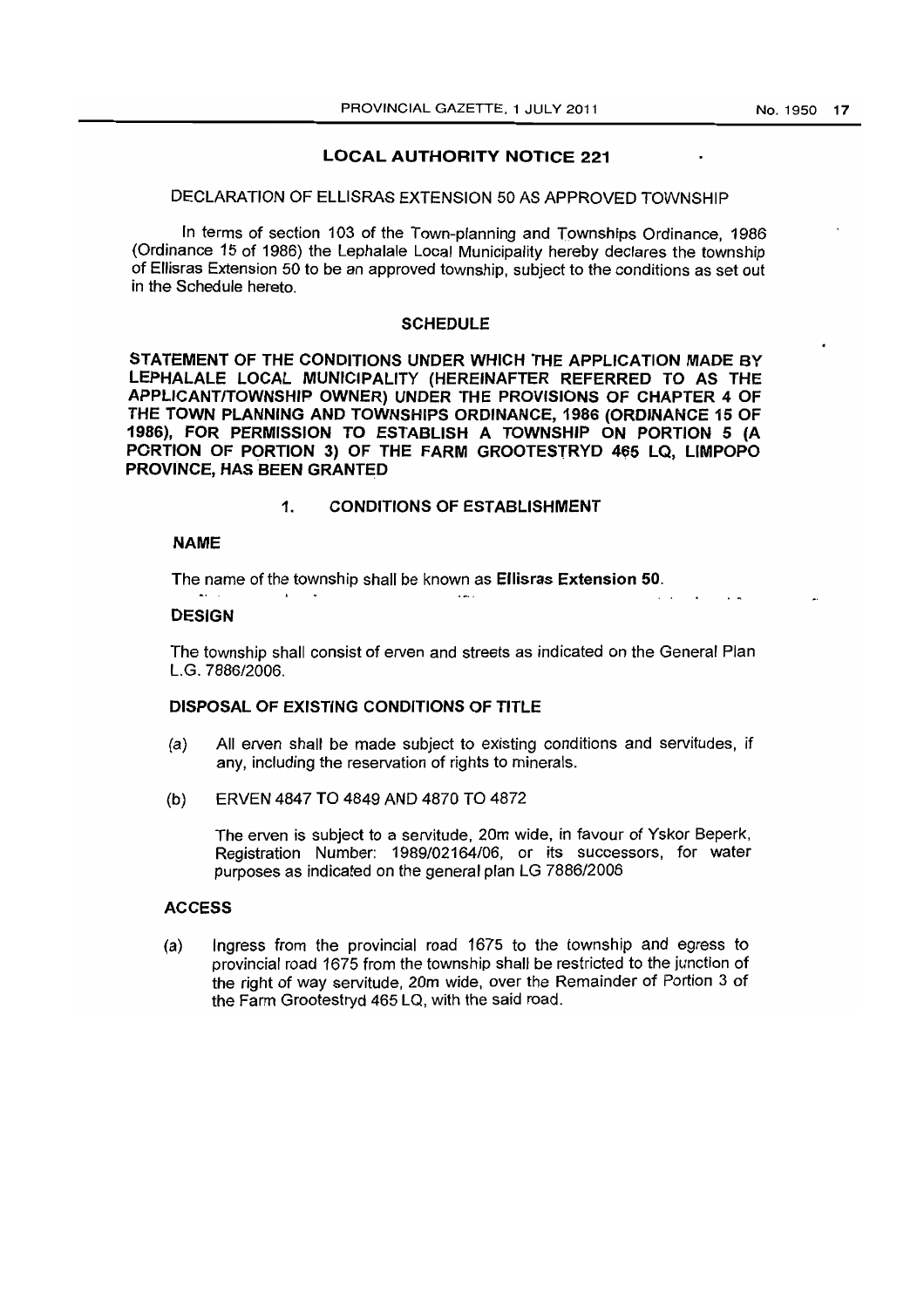## LOCAL AUTHORITY NOTICE 221

DECLARATION OF ELLISRAS EXTENSION 50 AS APPROVED TOWNSHIP

In terms of section 103 of the Town-planning and Townships Ordinance, 1986 (Ordinance 15 of 1986) the Lephalale Local Municipality hereby declares the township of Ellisras Extension 50 to be an approved township, subject to the conditions as set out in the Schedule hereto.

### SCHEDULE

**STATEMENT OF THE CONDITIONS UNDER WHICH THE APPLICATION MADE BY LEPHALALE LOCAL MUNICIPALITY (HEREINAFTER REFERRED TO AS THE APPLICANT/TOWNSHIP OWNER) UNDER THE PROVISIONS OF CHAPTER 4 OF THE TOWN PLANNING AND TOWNSHIPS ORDINANCE, 1986 (ORDINANCE 15 OF 1986), FOR PERMISSION TO ESTABLISH A TOWNSHIP ON PORTION 5 (A PORTION OF PORTION 3) OF THE FARM GROOTESTRYD 465 LQ, LIMPOPO PROVINCE, HAS BEEN GRANTED**

**1. CONDITIONS OF ESTABLISHMENT**

**NAME**

The name of the township shall be known as **Ellisras Extension 50**.

**DESIGN**

The township shall consist of erven and streets as indicated on the General Plan L.G. 7886/2006.

**DISPOSAL OF EXISTING CONDITIONS OF TITLE**

(a) All erven shall be made subject to existing conditions and servitudes, if any, including the reservation of rights to minerals.

(b) ERVEN 4847 TO 4849 AND 4870 TO 4872

The erven is subject to a servitude, 20m wide, in favour of Yskor Beperk, Registration Number: 1989/02164/06, or its successors, for water purposes as indicated on the general plan LG 7886/2006

**ACCESS**

(a) Ingress from the provincial road 1675 to the township and egress to provincial road 1675 from the township shall be restricted to the junction of the right of way servitude, 20m wide, over the Remainder of Portion 3 of the Farm Grootestryd 465 LQ, with the said road.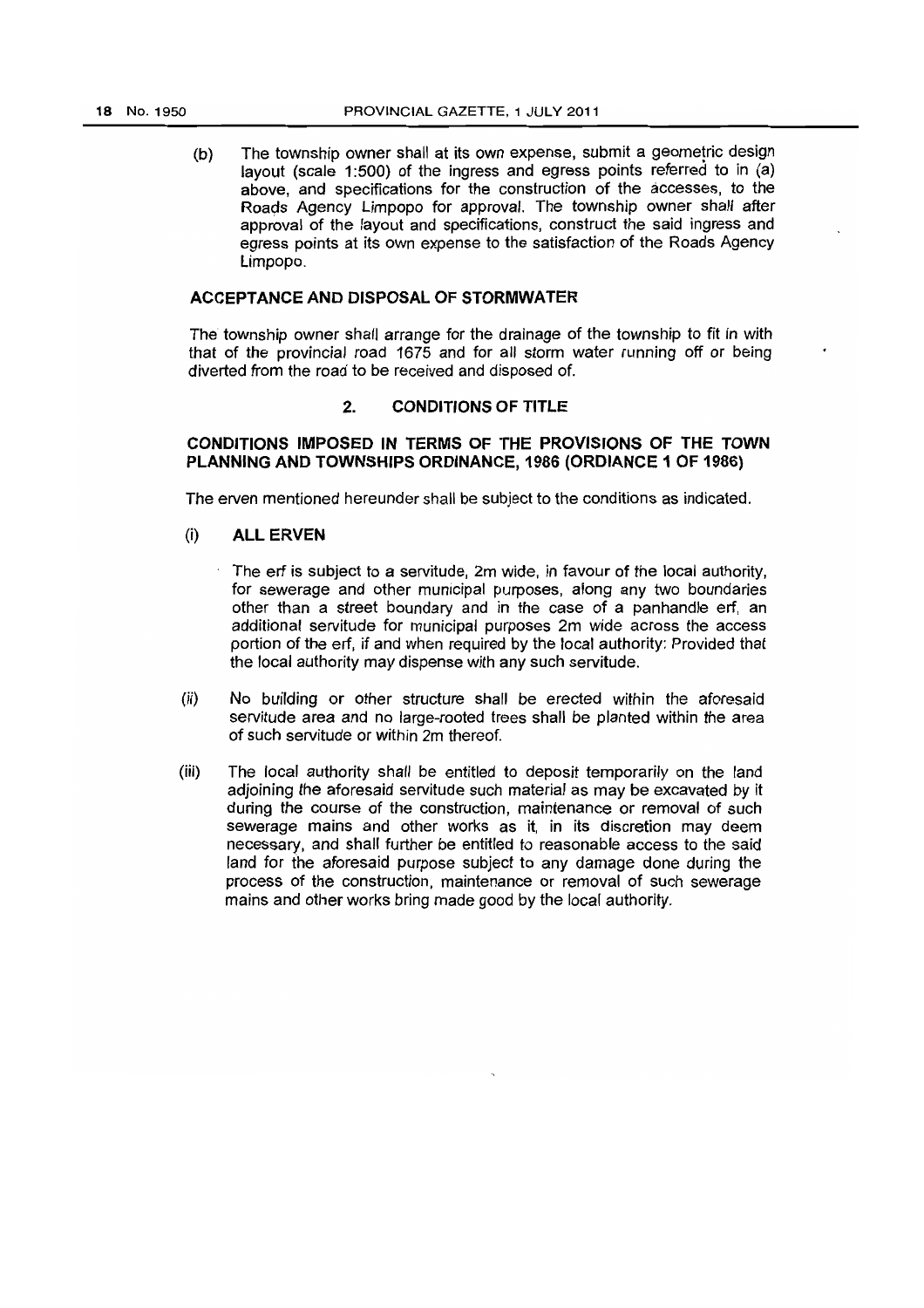(b) The township owner shall at its own expense, submit a geometric design layout (scale 1:500) of the ingress and egress points referred to in (a) above, and specifications for the construction of the accesses, to the Roads Agency Limpopo for approval. The township owner shall after approval of the layout and specifications, construct the said ingress and egress points at its own expense to the satisfaction of the Roads Agency Limpopo.

**ACCEPTANCE AND DISPOSAL OF STORMWATER**

The township owner shall arrange for the drainage of the township to fit in with that of the provincial road 1675 and for all storm water running off or being diverted from the road to be received and disposed of.

## 2. CONDITIONS OF TITLE

**CONDITIONS IMPOSED IN TERMS OF THE PROVISIONS OF THE TOWN PLANNING AND TOWNSHIPS ORDINANCE, 1986 (ORDIANCE 1 OF 1986)**

The erven mentioned hereunder shall be subject to the conditions as indicated.

(i) **ALL ERVEN**

The erf is subject to a servitude, 2m wide, in favour of the local authority, for sewerage and other municipal purposes, along any two boundaries other than a street boundary and in the case of a panhandle erf, an additional servitude for municipal purposes 2m wide across the access portion of the erf, if and when required by the local authority: Provided that the local authority may dispense with any such servitude.

(ii) No building or other structure shall be erected within the aforesaid servitude area and no large-rooted trees shall be planted within the area of such servitude or within 2m thereof.

(iii) The local authority shall be entitled to deposit temporarily on the land adjoining the aforesaid servitude such material as may be excavated by it during the course of the construction, maintenance or removal of such sewerage mains and other works as it, in its discretion may deem necessary, and shall further be entitled to reasonable access to the said land for the aforesaid purpose subject to any damage done during the process of the construction, maintenance or removal of such sewerage mains and other works bring made good by the local authority.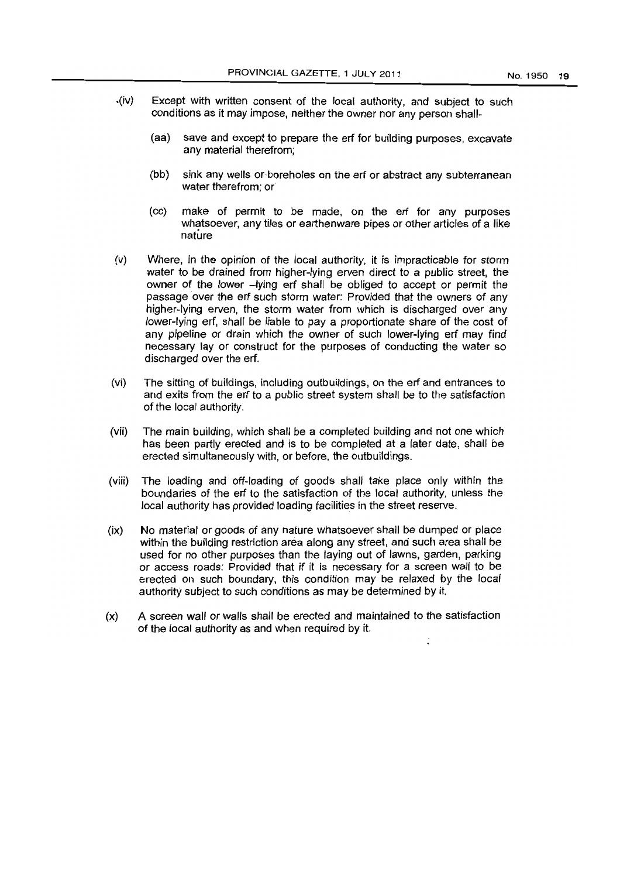(iv) Except with written consent of the local authority, and subject to such conditions as it may impose, neither the owner nor any person shall-

   (aa) save and except to prepare the erf for building purposes, excavate any material therefrom;

   (bb) sink any wells or boreholes on the erf or abstract any subterranean water therefrom; or

   (cc) make of permit to be made, on the erf for any purposes whatsoever, any tiles or earthenware pipes or other articles of a like nature

(v) Where, in the opinion of the local authority, it is impracticable for storm water to be drained from higher-lying erven direct to a public street, the owner of the lower –lying erf shall be obliged to accept or permit the passage over the erf such storm water: Provided that the owners of any higher-lying erven, the storm water from which is discharged over any lower-lying erf, shall be liable to pay a proportionate share of the cost of any pipeline or drain which the owner of such lower-lying erf may find necessary lay or construct for the purposes of conducting the water so discharged over the erf.

(vi) The sitting of buildings, including outbuildings, on the erf and entrances to and exits from the erf to a public street system shall be to the satisfaction of the local authority.

(vii) The main building, which shall be a completed building and not one which has been partly erected and is to be completed at a later date, shall be erected simultaneously with, or before, the outbuildings.

(viii) The loading and off-loading of goods shall take place only within the boundaries of the erf to the satisfaction of the local authority, unless the local authority has provided loading facilities in the street reserve.

(ix) No material or goods of any nature whatsoever shall be dumped or place within the building restriction area along any street, and such area shall be used for no other purposes than the laying out of lawns, garden, parking or access roads: Provided that if it is necessary for a screen wall to be erected on such boundary, this condition may be relaxed by the local authority subject to such conditions as may be determined by it.

(x) A screen wall or walls shall be erected and maintained to the satisfaction of the local authority as and when required by it.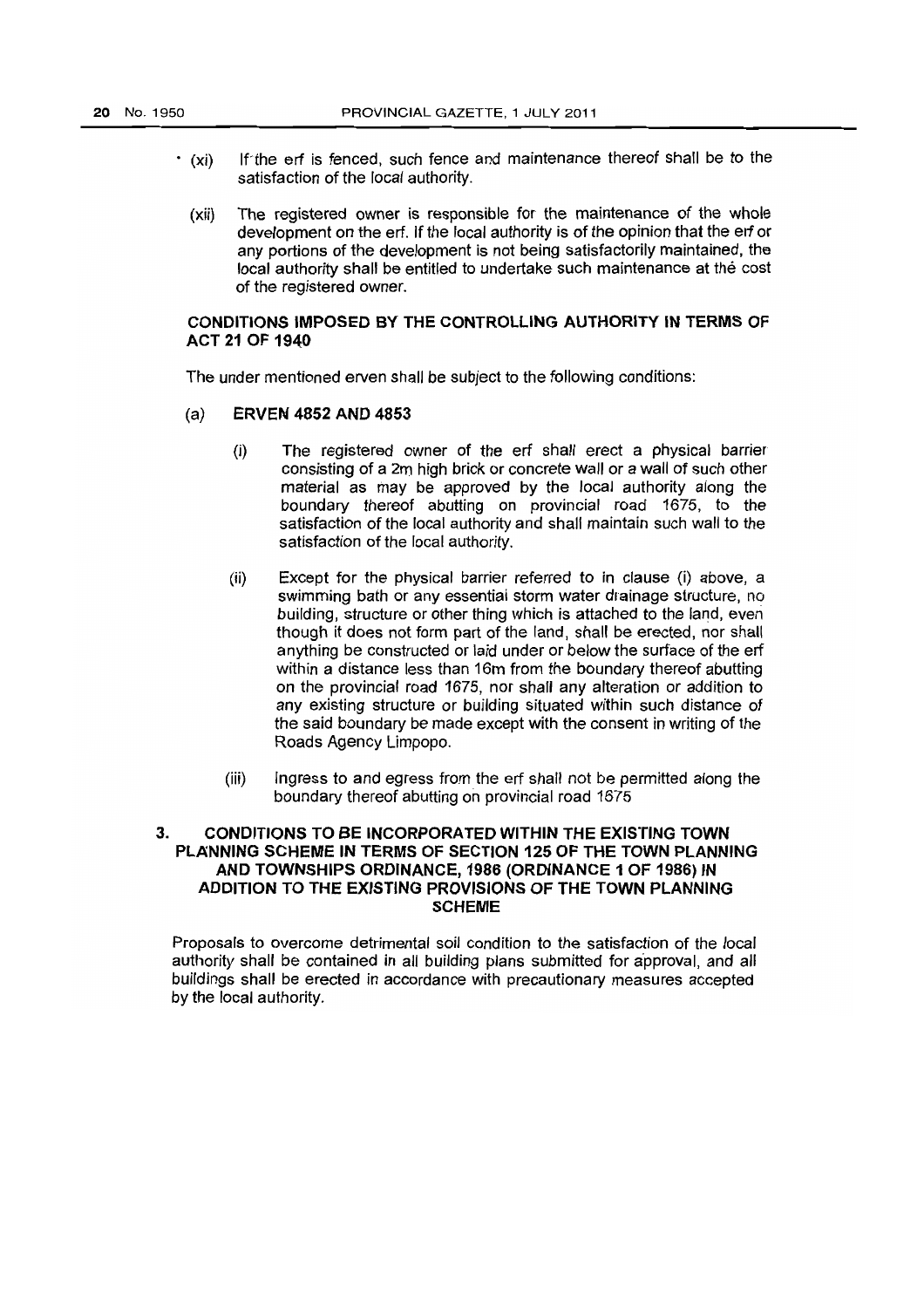- (xi) If the erf is fenced, such fence and maintenance thereof shall be to the satisfaction of the local authority.

- (xii) The registered owner is responsible for the maintenance of the whole development on the erf. If the local authority is of the opinion that the erf or any portions of the development is not being satisfactorily maintained, the local authority shall be entitled to undertake such maintenance at the cost of the registered owner.

**CONDITIONS IMPOSED BY THE CONTROLLING AUTHORITY IN TERMS OF ACT 21 OF 1940**

The under mentioned erven shall be subject to the following conditions:

(a) **ERVEN 4852 AND 4853**

- (i) The registered owner of the erf shall erect a physical barrier consisting of a 2m high brick or concrete wall or a wall of such other material as may be approved by the local authority along the boundary thereof abutting on provincial road 1675, to the satisfaction of the local authority and shall maintain such wall to the satisfaction of the local authority.

- (ii) Except for the physical barrier referred to in clause (i) above, a swimming bath or any essential storm water drainage structure, no building, structure or other thing which is attached to the land, even though it does not form part of the land, shall be erected, nor shall anything be constructed or laid under or below the surface of the erf within a distance less than 16m from the boundary thereof abutting on the provincial road 1675, nor shall any alteration or addition to any existing structure or building situated within such distance of the said boundary be made except with the consent in writing of the Roads Agency Limpopo.

- (iii) Ingress to and egress from the erf shall not be permitted along the boundary thereof abutting on provincial road 1675

**3. CONDITIONS TO BE INCORPORATED WITHIN THE EXISTING TOWN PLANNING SCHEME IN TERMS OF SECTION 125 OF THE TOWN PLANNING AND TOWNSHIPS ORDINANCE, 1986 (ORDINANCE 1 OF 1986) IN ADDITION TO THE EXISTING PROVISIONS OF THE TOWN PLANNING SCHEME**

Proposals to overcome detrimental soil condition to the satisfaction of the local authority shall be contained in all building plans submitted for approval, and all buildings shall be erected in accordance with precautionary measures accepted by the local authority.